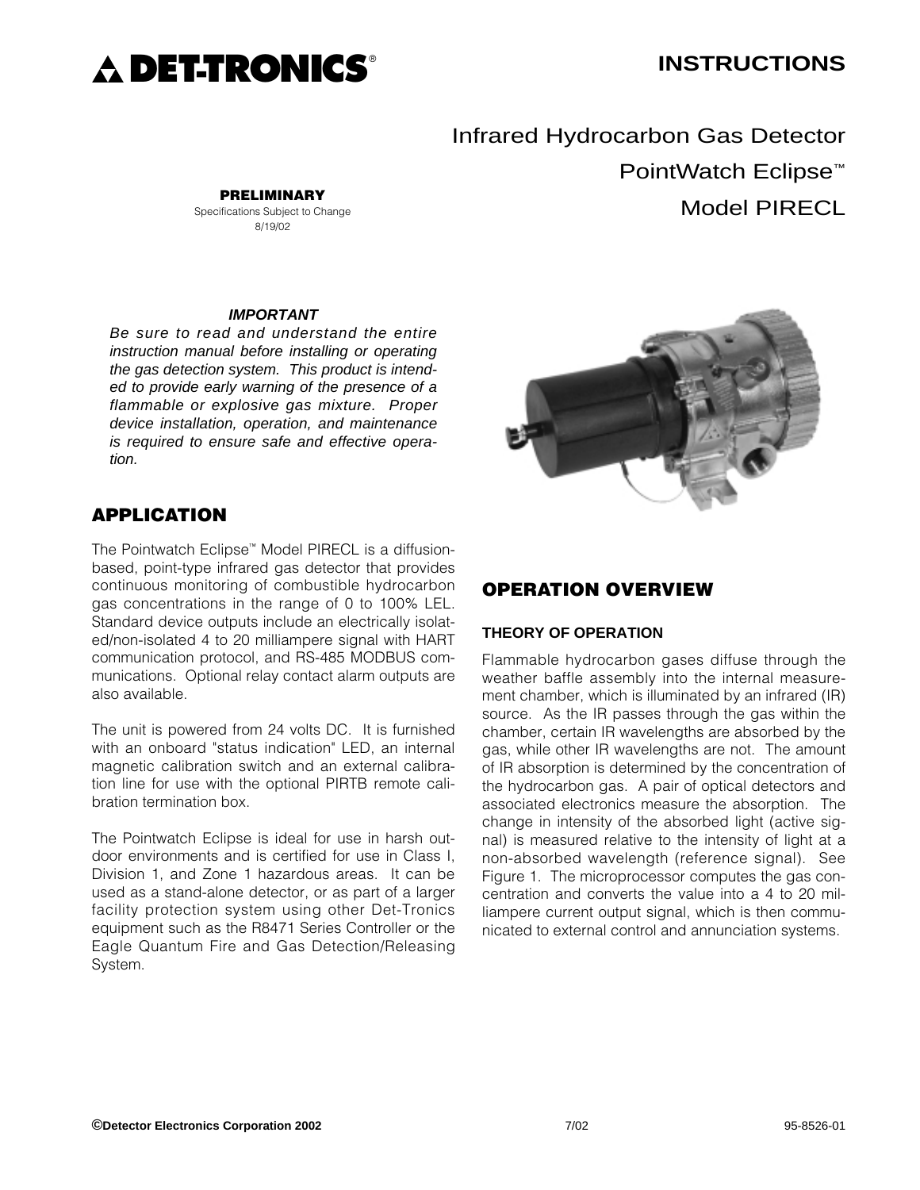# DET-TRONICS®

**INSTRUCTIONS**

# Infrared Hydrocarbon Gas Detector
## PointWatch Eclipse™
## Model PIRECL

**PRELIMINARY**
Specifications Subject to Change
8/19/02

***IMPORTANT***

*Be sure to read and understand the entire instruction manual before installing or operating the gas detection system. This product is intended to provide early warning of the presence of a flammable or explosive gas mixture. Proper device installation, operation, and maintenance is required to ensure safe and effective operation.*

## APPLICATION

The Pointwatch Eclipse™ Model PIRECL is a diffusion-based, point-type infrared gas detector that provides continuous monitoring of combustible hydrocarbon gas concentrations in the range of 0 to 100% LEL. Standard device outputs include an electrically isolated/non-isolated 4 to 20 milliampere signal with HART communication protocol, and RS-485 MODBUS communications. Optional relay contact alarm outputs are also available.

The unit is powered from 24 volts DC. It is furnished with an onboard "status indication" LED, an internal magnetic calibration switch and an external calibration line for use with the optional PIRTB remote calibration termination box.

The Pointwatch Eclipse is ideal for use in harsh outdoor environments and is certified for use in Class I, Division 1, and Zone 1 hazardous areas. It can be used as a stand-alone detector, or as part of a larger facility protection system using other Det-Tronics equipment such as the R8471 Series Controller or the Eagle Quantum Fire and Gas Detection/Releasing System.

## OPERATION OVERVIEW

### THEORY OF OPERATION

Flammable hydrocarbon gases diffuse through the weather baffle assembly into the internal measurement chamber, which is illuminated by an infrared (IR) source. As the IR passes through the gas within the chamber, certain IR wavelengths are absorbed by the gas, while other IR wavelengths are not. The amount of IR absorption is determined by the concentration of the hydrocarbon gas. A pair of optical detectors and associated electronics measure the absorption. The change in intensity of the absorbed light (active signal) is measured relative to the intensity of light at a non-absorbed wavelength (reference signal). See Figure 1. The microprocessor computes the gas concentration and converts the value into a 4 to 20 milliampere current output signal, which is then communicated to external control and annunciation systems.

©Detector Electronics Corporation 2002 7/02 95-8526-01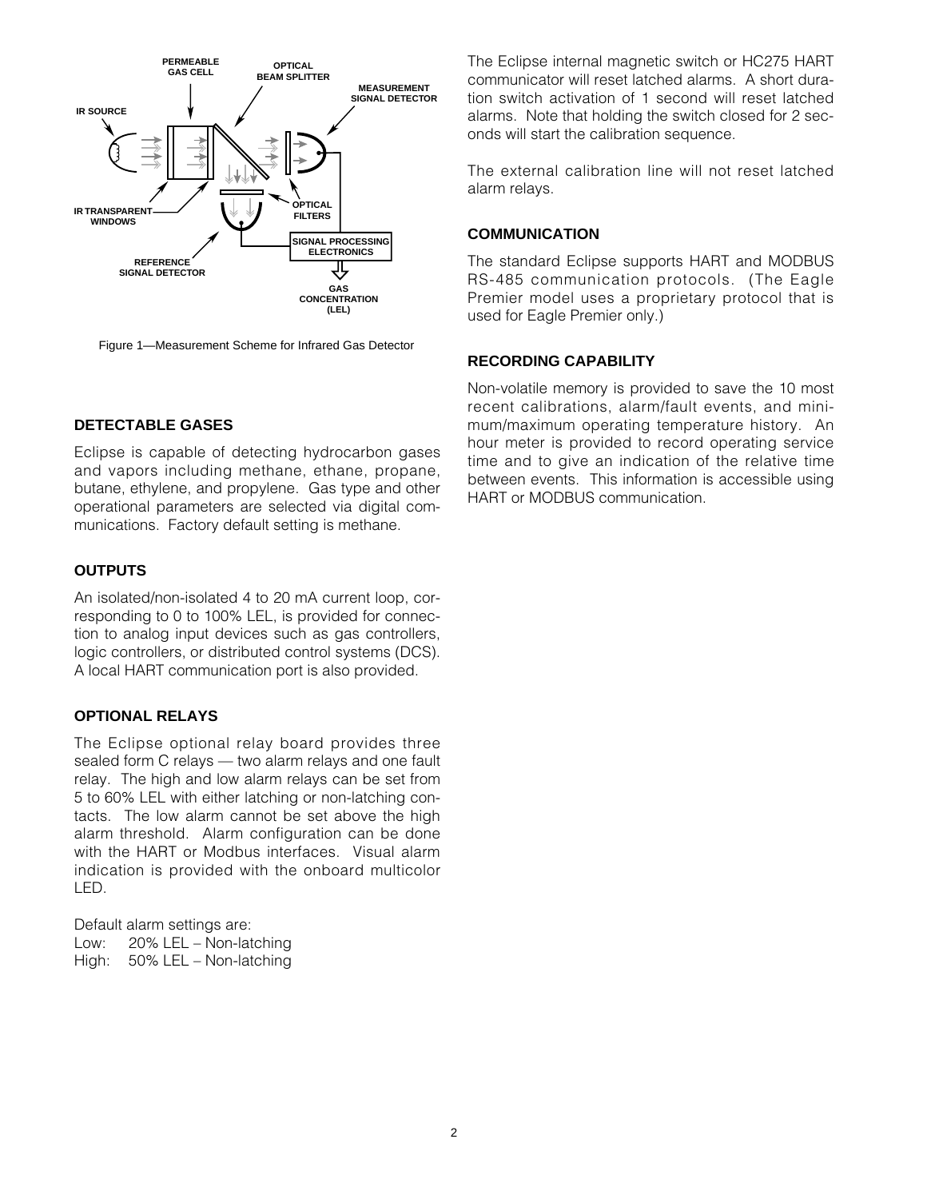Figure 1—Measurement Scheme for Infrared Gas Detector

### DETECTABLE GASES

Eclipse is capable of detecting hydrocarbon gases and vapors including methane, ethane, propane, butane, ethylene, and propylene. Gas type and other operational parameters are selected via digital communications. Factory default setting is methane.

### OUTPUTS

An isolated/non-isolated 4 to 20 mA current loop, corresponding to 0 to 100% LEL, is provided for connection to analog input devices such as gas controllers, logic controllers, or distributed control systems (DCS). A local HART communication port is also provided.

### OPTIONAL RELAYS

The Eclipse optional relay board provides three sealed form C relays — two alarm relays and one fault relay. The high and low alarm relays can be set from 5 to 60% LEL with either latching or non-latching contacts. The low alarm cannot be set above the high alarm threshold. Alarm configuration can be done with the HART or Modbus interfaces. Visual alarm indication is provided with the onboard multicolor LED.

Default alarm settings are:
Low: 20% LEL – Non-latching
High: 50% LEL – Non-latching

The Eclipse internal magnetic switch or HC275 HART communicator will reset latched alarms. A short duration switch activation of 1 second will reset latched alarms. Note that holding the switch closed for 2 seconds will start the calibration sequence.

The external calibration line will not reset latched alarm relays.

### COMMUNICATION

The standard Eclipse supports HART and MODBUS RS-485 communication protocols. (The Eagle Premier model uses a proprietary protocol that is used for Eagle Premier only.)

### RECORDING CAPABILITY

Non-volatile memory is provided to save the 10 most recent calibrations, alarm/fault events, and minimum/maximum operating temperature history. An hour meter is provided to record operating service time and to give an indication of the relative time between events. This information is accessible using HART or MODBUS communication.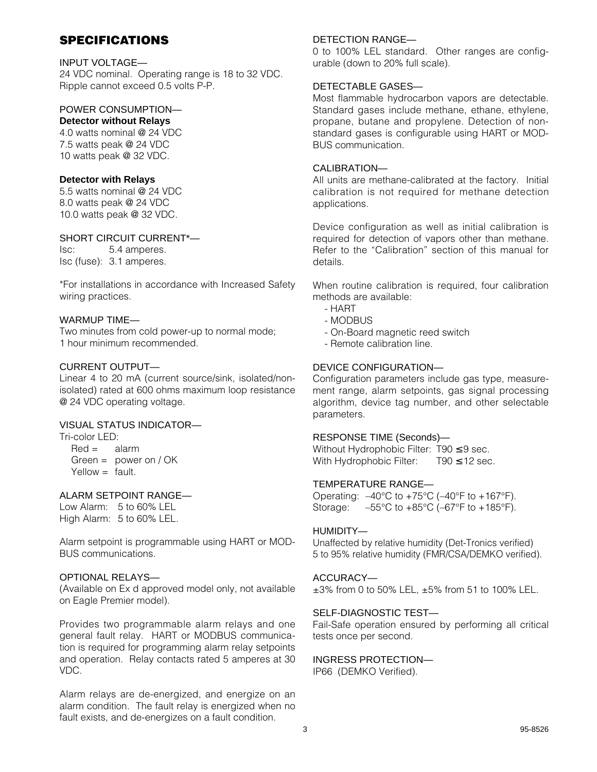## SPECIFICATIONS

INPUT VOLTAGE—
24 VDC nominal. Operating range is 18 to 32 VDC. Ripple cannot exceed 0.5 volts P-P.

POWER CONSUMPTION—
**Detector without Relays**
4.0 watts nominal @ 24 VDC
7.5 watts peak @ 24 VDC
10 watts peak @ 32 VDC.

**Detector with Relays**
5.5 watts nominal @ 24 VDC
8.0 watts peak @ 24 VDC
10.0 watts peak @ 32 VDC.

SHORT CIRCUIT CURRENT*—
Isc: 5.4 amperes.
Isc (fuse): 3.1 amperes.

*For installations in accordance with Increased Safety wiring practices.

WARMUP TIME—
Two minutes from cold power-up to normal mode; 1 hour minimum recommended.

CURRENT OUTPUT—
Linear 4 to 20 mA (current source/sink, isolated/non-isolated) rated at 600 ohms maximum loop resistance @ 24 VDC operating voltage.

VISUAL STATUS INDICATOR—
Tri-color LED:
Red = alarm
Green = power on / OK
Yellow = fault.

ALARM SETPOINT RANGE—
Low Alarm: 5 to 60% LEL
High Alarm: 5 to 60% LEL.

Alarm setpoint is programmable using HART or MODBUS communications.

OPTIONAL RELAYS—
(Available on Ex d approved model only, not available on Eagle Premier model).

Provides two programmable alarm relays and one general fault relay. HART or MODBUS communication is required for programming alarm relay setpoints and operation. Relay contacts rated 5 amperes at 30 VDC.

Alarm relays are de-energized, and energize on an alarm condition. The fault relay is energized when no fault exists, and de-energizes on a fault condition.

DETECTION RANGE—
0 to 100% LEL standard. Other ranges are configurable (down to 20% full scale).

DETECTABLE GASES—
Most flammable hydrocarbon vapors are detectable. Standard gases include methane, ethane, ethylene, propane, butane and propylene. Detection of non-standard gases is configurable using HART or MODBUS communication.

CALIBRATION—
All units are methane-calibrated at the factory. Initial calibration is not required for methane detection applications.

Device configuration as well as initial calibration is required for detection of vapors other than methane. Refer to the "Calibration" section of this manual for details.

When routine calibration is required, four calibration methods are available:
- HART
- MODBUS
- On-Board magnetic reed switch
- Remote calibration line.

DEVICE CONFIGURATION—
Configuration parameters include gas type, measurement range, alarm setpoints, gas signal processing algorithm, device tag number, and other selectable parameters.

RESPONSE TIME (Seconds)—
Without Hydrophobic Filter: T90 ≤9 sec.
With Hydrophobic Filter: T90 ≤12 sec.

TEMPERATURE RANGE—
Operating: –40°C to +75°C (–40°F to +167°F).
Storage: –55°C to +85°C (–67°F to +185°F).

HUMIDITY—
Unaffected by relative humidity (Det-Tronics verified)
5 to 95% relative humidity (FMR/CSA/DEMKO verified).

ACCURACY—
±3% from 0 to 50% LEL, ±5% from 51 to 100% LEL.

SELF-DIAGNOSTIC TEST—
Fail-Safe operation ensured by performing all critical tests once per second.

INGRESS PROTECTION—
IP66 (DEMKO Verified).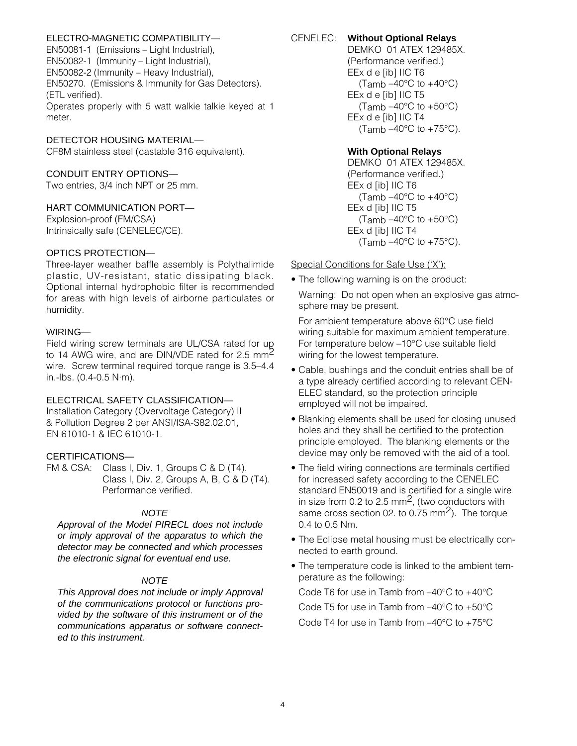ELECTRO-MAGNETIC COMPATIBILITY—
EN50081-1 (Emissions – Light Industrial),
EN50082-1 (Immunity – Light Industrial),
EN50082-2 (Immunity – Heavy Industrial),
EN50270. (Emissions & Immunity for Gas Detectors).
(ETL verified).
Operates properly with 5 watt walkie talkie keyed at 1 meter.

DETECTOR HOUSING MATERIAL—
CF8M stainless steel (castable 316 equivalent).

CONDUIT ENTRY OPTIONS—
Two entries, 3/4 inch NPT or 25 mm.

HART COMMUNICATION PORT—
Explosion-proof (FM/CSA)
Intrinsically safe (CENELEC/CE).

OPTICS PROTECTION—
Three-layer weather baffle assembly is Polythalimide plastic, UV-resistant, static dissipating black. Optional internal hydrophobic filter is recommended for areas with high levels of airborne particulates or humidity.

WIRING—
Field wiring screw terminals are UL/CSA rated for up to 14 AWG wire, and are DIN/VDE rated for 2.5 $mm^2$ wire. Screw terminal required torque range is 3.5–4.4 in.-lbs. (0.4-0.5 N·m).

ELECTRICAL SAFETY CLASSIFICATION—
Installation Category (Overvoltage Category) II & Pollution Degree 2 per ANSI/ISA-S82.02.01, EN 61010-1 & IEC 61010-1.

CERTIFICATIONS—
FM & CSA: Class I, Div. 1, Groups C & D (T4).
Class I, Div. 2, Groups A, B, C & D (T4).
Performance verified.

*NOTE*

*Approval of the Model PIRECL does not include or imply approval of the apparatus to which the detector may be connected and which processes the electronic signal for eventual end use.*

*NOTE*

*This Approval does not include or imply Approval of the communications protocol or functions provided by the software of this instrument or of the communications apparatus or software connected to this instrument.*

CENELEC: **Without Optional Relays**
DEMKO 01 ATEX 129485X.
(Performance verified.)
EEx d e [ib] IIC T6
($T_{amb}$ –40°C to +40°C)
EEx d e [ib] IIC T5
($T_{amb}$ –40°C to +50°C)
EEx d e [ib] IIC T4
($T_{amb}$ –40°C to +75°C).

**With Optional Relays**
DEMKO 01 ATEX 129485X.
(Performance verified.)
EEx d [ib] IIC T6
($T_{amb}$ –40°C to +40°C)
EEx d [ib] IIC T5
($T_{amb}$ –40°C to +50°C)
EEx d [ib] IIC T4
($T_{amb}$ –40°C to +75°C).

Special Conditions for Safe Use ('X'):

- The following warning is on the product:

  Warning: Do not open when an explosive gas atmosphere may be present.

  For ambient temperature above 60°C use field wiring suitable for maximum ambient temperature. For temperature below –10°C use suitable field wiring for the lowest temperature.

- Cable, bushings and the conduit entries shall be of a type already certified according to relevant CENELEC standard, so the protection principle employed will not be impaired.
- Blanking elements shall be used for closing unused holes and they shall be certified to the protection principle employed. The blanking elements or the device may only be removed with the aid of a tool.
- The field wiring connections are terminals certified for increased safety according to the CENELEC standard EN50019 and is certified for a single wire in size from 0.2 to 2.5 $mm^2$, (two conductors with same cross section 02. to 0.75 $mm^2$). The torque 0.4 to 0.5 Nm.
- The Eclipse metal housing must be electrically connected to earth ground.
- The temperature code is linked to the ambient temperature as the following:

  Code T6 for use in Tamb from –40°C to +40°C

  Code T5 for use in Tamb from –40°C to +50°C

  Code T4 for use in Tamb from –40°C to +75°C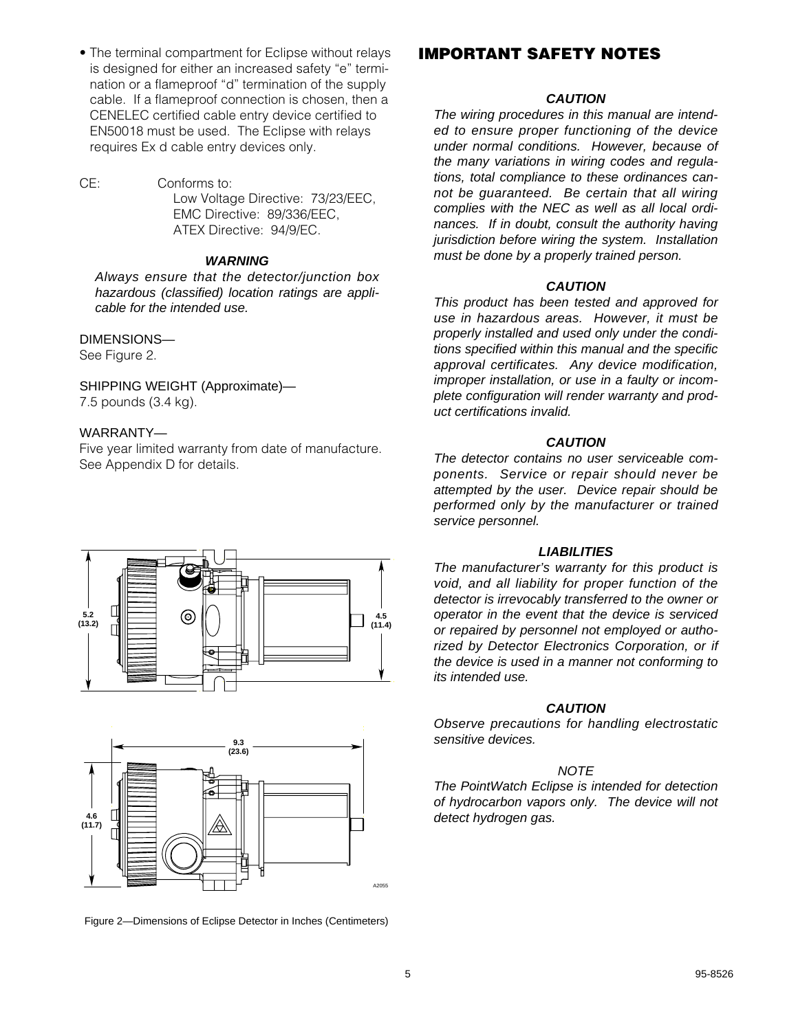- The terminal compartment for Eclipse without relays is designed for either an increased safety "e" termination or a flameproof "d" termination of the supply cable. If a flameproof connection is chosen, then a CENELEC certified cable entry device certified to EN50018 must be used. The Eclipse with relays requires Ex d cable entry devices only.

CE: Conforms to:
Low Voltage Directive: 73/23/EEC,
EMC Directive: 89/336/EEC,
ATEX Directive: 94/9/EC.

***WARNING***

*Always ensure that the detector/junction box hazardous (classified) location ratings are applicable for the intended use.*

DIMENSIONS—
See Figure 2.

SHIPPING WEIGHT (Approximate)—
7.5 pounds (3.4 kg).

WARRANTY—
Five year limited warranty from date of manufacture. See Appendix D for details.

Figure 2—Dimensions of Eclipse Detector in Inches (Centimeters)

## IMPORTANT SAFETY NOTES

***CAUTION***

*The wiring procedures in this manual are intended to ensure proper functioning of the device under normal conditions. However, because of the many variations in wiring codes and regulations, total compliance to these ordinances cannot be guaranteed. Be certain that all wiring complies with the NEC as well as all local ordinances. If in doubt, consult the authority having jurisdiction before wiring the system. Installation must be done by a properly trained person.*

***CAUTION***

*This product has been tested and approved for use in hazardous areas. However, it must be properly installed and used only under the conditions specified within this manual and the specific approval certificates. Any device modification, improper installation, or use in a faulty or incomplete configuration will render warranty and product certifications invalid.*

***CAUTION***

*The detector contains no user serviceable components. Service or repair should never be attempted by the user. Device repair should be performed only by the manufacturer or trained service personnel.*

***LIABILITIES***

*The manufacturer's warranty for this product is void, and all liability for proper function of the detector is irrevocably transferred to the owner or operator in the event that the device is serviced or repaired by personnel not employed or authorized by Detector Electronics Corporation, or if the device is used in a manner not conforming to its intended use.*

***CAUTION***

*Observe precautions for handling electrostatic sensitive devices.*

*NOTE*

*The PointWatch Eclipse is intended for detection of hydrocarbon vapors only. The device will not detect hydrogen gas.*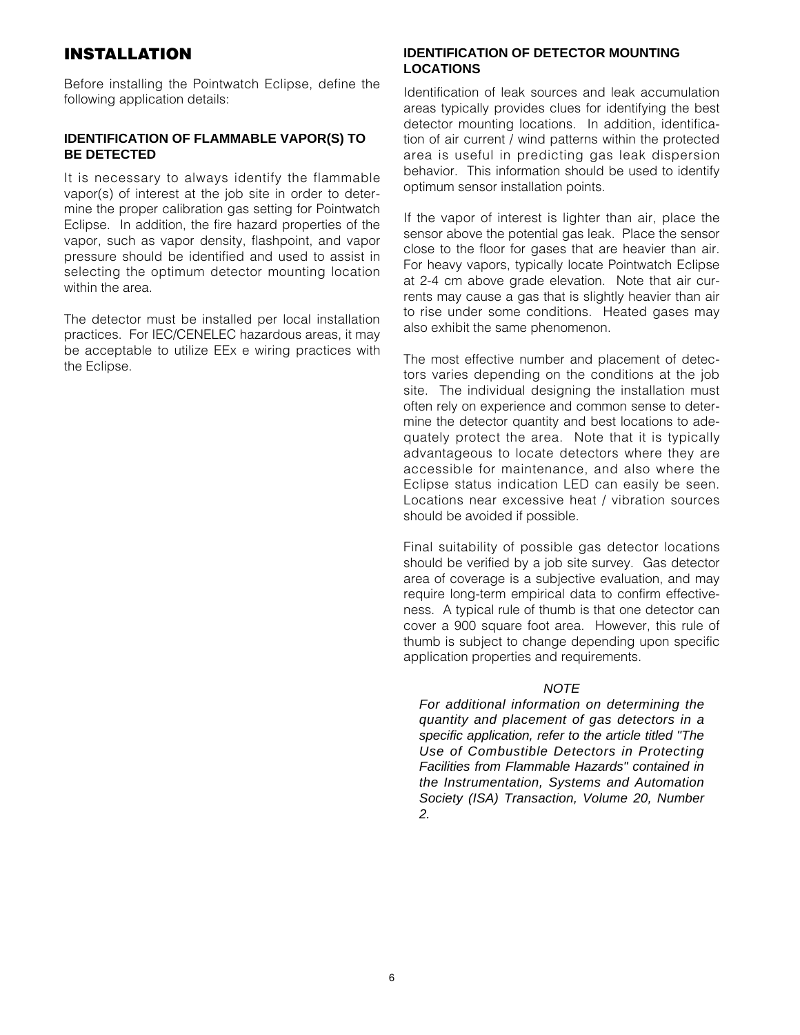# INSTALLATION

Before installing the Pointwatch Eclipse, define the following application details:

### IDENTIFICATION OF FLAMMABLE VAPOR(S) TO BE DETECTED

It is necessary to always identify the flammable vapor(s) of interest at the job site in order to determine the proper calibration gas setting for Pointwatch Eclipse. In addition, the fire hazard properties of the vapor, such as vapor density, flashpoint, and vapor pressure should be identified and used to assist in selecting the optimum detector mounting location within the area.

The detector must be installed per local installation practices. For IEC/CENELEC hazardous areas, it may be acceptable to utilize EEx e wiring practices with the Eclipse.

### IDENTIFICATION OF DETECTOR MOUNTING LOCATIONS

Identification of leak sources and leak accumulation areas typically provides clues for identifying the best detector mounting locations. In addition, identification of air current / wind patterns within the protected area is useful in predicting gas leak dispersion behavior. This information should be used to identify optimum sensor installation points.

If the vapor of interest is lighter than air, place the sensor above the potential gas leak. Place the sensor close to the floor for gases that are heavier than air. For heavy vapors, typically locate Pointwatch Eclipse at 2-4 cm above grade elevation. Note that air currents may cause a gas that is slightly heavier than air to rise under some conditions. Heated gases may also exhibit the same phenomenon.

The most effective number and placement of detectors varies depending on the conditions at the job site. The individual designing the installation must often rely on experience and common sense to determine the detector quantity and best locations to adequately protect the area. Note that it is typically advantageous to locate detectors where they are accessible for maintenance, and also where the Eclipse status indication LED can easily be seen. Locations near excessive heat / vibration sources should be avoided if possible.

Final suitability of possible gas detector locations should be verified by a job site survey. Gas detector area of coverage is a subjective evaluation, and may require long-term empirical data to confirm effectiveness. A typical rule of thumb is that one detector can cover a 900 square foot area. However, this rule of thumb is subject to change depending upon specific application properties and requirements.

*NOTE*

*For additional information on determining the quantity and placement of gas detectors in a specific application, refer to the article titled "The Use of Combustible Detectors in Protecting Facilities from Flammable Hazards" contained in the Instrumentation, Systems and Automation Society (ISA) Transaction, Volume 20, Number 2.*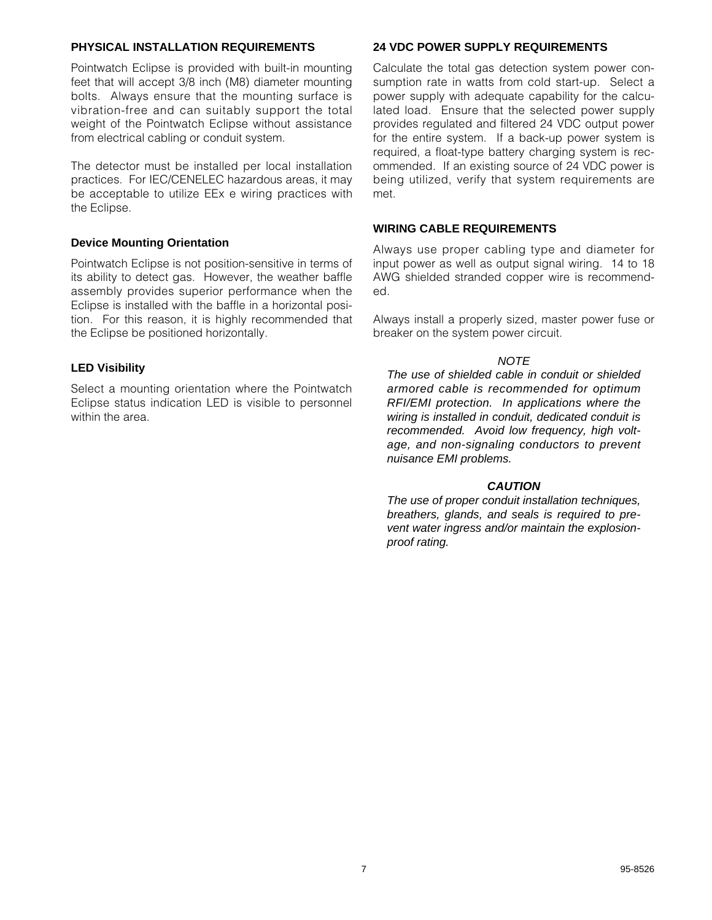## PHYSICAL INSTALLATION REQUIREMENTS

Pointwatch Eclipse is provided with built-in mounting feet that will accept 3/8 inch (M8) diameter mounting bolts. Always ensure that the mounting surface is vibration-free and can suitably support the total weight of the Pointwatch Eclipse without assistance from electrical cabling or conduit system.

The detector must be installed per local installation practices. For IEC/CENELEC hazardous areas, it may be acceptable to utilize EEx e wiring practices with the Eclipse.

### Device Mounting Orientation

Pointwatch Eclipse is not position-sensitive in terms of its ability to detect gas. However, the weather baffle assembly provides superior performance when the Eclipse is installed with the baffle in a horizontal position. For this reason, it is highly recommended that the Eclipse be positioned horizontally.

### LED Visibility

Select a mounting orientation where the Pointwatch Eclipse status indication LED is visible to personnel within the area.

## 24 VDC POWER SUPPLY REQUIREMENTS

Calculate the total gas detection system power consumption rate in watts from cold start-up. Select a power supply with adequate capability for the calculated load. Ensure that the selected power supply provides regulated and filtered 24 VDC output power for the entire system. If a back-up power system is required, a float-type battery charging system is recommended. If an existing source of 24 VDC power is being utilized, verify that system requirements are met.

## WIRING CABLE REQUIREMENTS

Always use proper cabling type and diameter for input power as well as output signal wiring. 14 to 18 AWG shielded stranded copper wire is recommended.

Always install a properly sized, master power fuse or breaker on the system power circuit.

*NOTE*

*The use of shielded cable in conduit or shielded armored cable is recommended for optimum RFI/EMI protection. In applications where the wiring is installed in conduit, dedicated conduit is recommended. Avoid low frequency, high voltage, and non-signaling conductors to prevent nuisance EMI problems.*

***CAUTION***

*The use of proper conduit installation techniques, breathers, glands, and seals is required to prevent water ingress and/or maintain the explosion-proof rating.*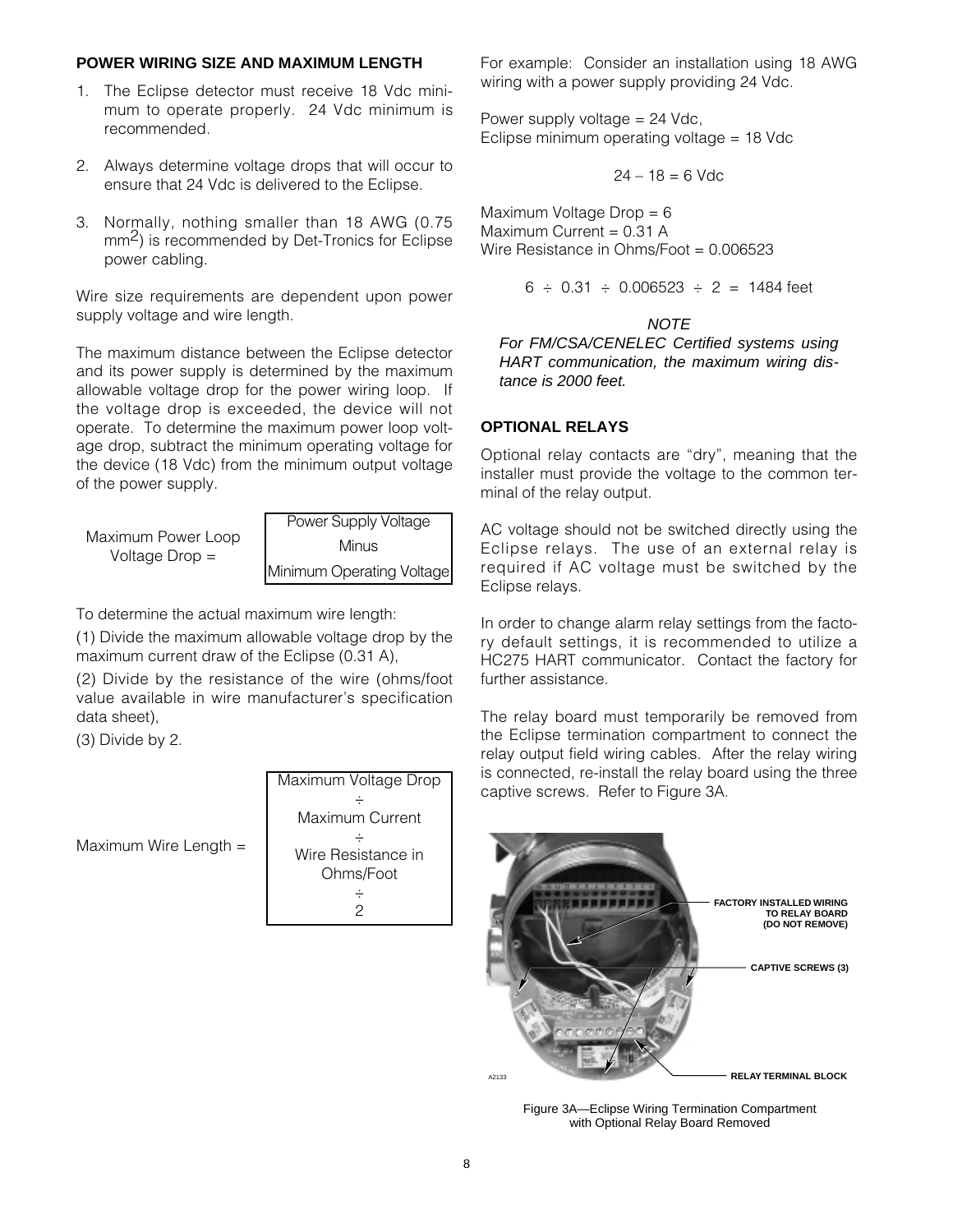### POWER WIRING SIZE AND MAXIMUM LENGTH

1. The Eclipse detector must receive 18 Vdc minimum to operate properly. 24 Vdc minimum is recommended.

2. Always determine voltage drops that will occur to ensure that 24 Vdc is delivered to the Eclipse.

3. Normally, nothing smaller than 18 AWG (0.75 $mm^2$) is recommended by Det-Tronics for Eclipse power cabling.

Wire size requirements are dependent upon power supply voltage and wire length.

The maximum distance between the Eclipse detector and its power supply is determined by the maximum allowable voltage drop for the power wiring loop. If the voltage drop is exceeded, the device will not operate. To determine the maximum power loop voltage drop, subtract the minimum operating voltage for the device (18 Vdc) from the minimum output voltage of the power supply.

Maximum Power Loop Voltage Drop = Power Supply Voltage Minus Minimum Operating Voltage

To determine the actual maximum wire length:

(1) Divide the maximum allowable voltage drop by the maximum current draw of the Eclipse (0.31 A),

(2) Divide by the resistance of the wire (ohms/foot value available in wire manufacturer's specification data sheet),

(3) Divide by 2.

Maximum Wire Length = Maximum Voltage Drop ÷ Maximum Current ÷ Wire Resistance in Ohms/Foot ÷ 2

For example: Consider an installation using 18 AWG wiring with a power supply providing 24 Vdc.

Power supply voltage = 24 Vdc,
Eclipse minimum operating voltage = 18 Vdc

$$24 - 18 = 6 \text{ Vdc}$$

Maximum Voltage Drop = 6
Maximum Current = 0.31 A
Wire Resistance in Ohms/Foot = 0.006523

$$6 \div 0.31 \div 0.006523 \div 2 = 1484 \text{ feet}$$

*NOTE*
*For FM/CSA/CENELEC Certified systems using HART communication, the maximum wiring distance is 2000 feet.*

### OPTIONAL RELAYS

Optional relay contacts are "dry", meaning that the installer must provide the voltage to the common terminal of the relay output.

AC voltage should not be switched directly using the Eclipse relays. The use of an external relay is required if AC voltage must be switched by the Eclipse relays.

In order to change alarm relay settings from the factory default settings, it is recommended to utilize a HC275 HART communicator. Contact the factory for further assistance.

The relay board must temporarily be removed from the Eclipse termination compartment to connect the relay output field wiring cables. After the relay wiring is connected, re-install the relay board using the three captive screws. Refer to Figure 3A.

Figure 3A—Eclipse Wiring Termination Compartment with Optional Relay Board Removed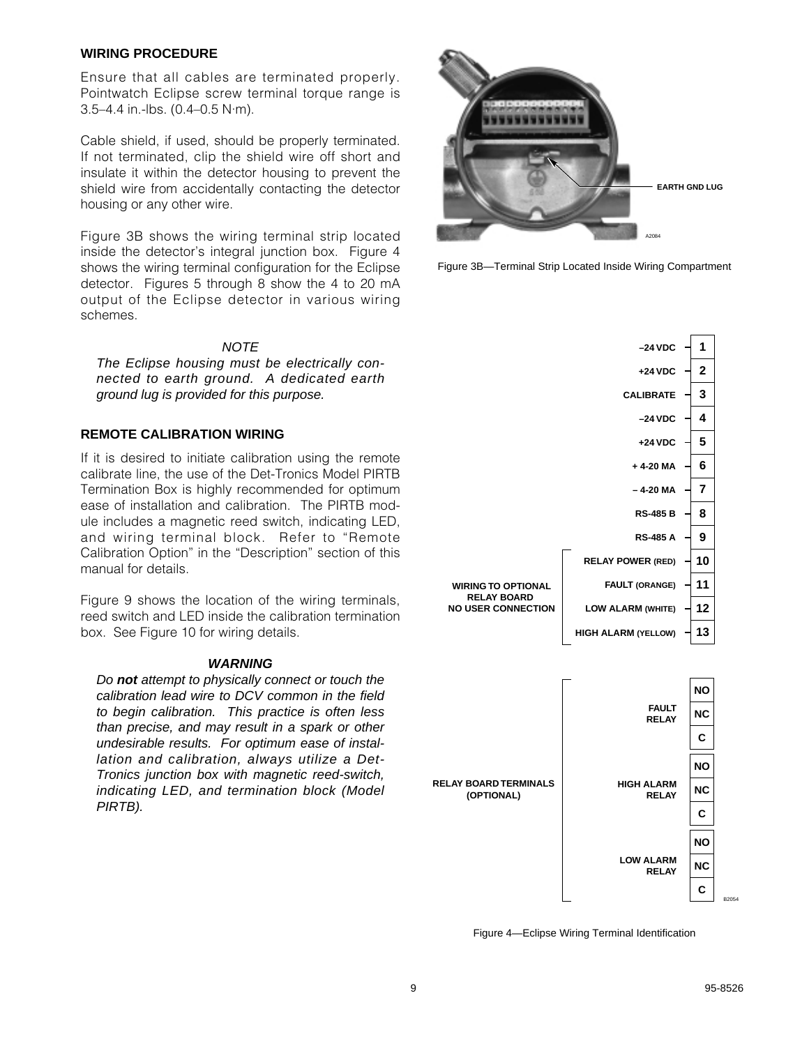### WIRING PROCEDURE

Ensure that all cables are terminated properly. Pointwatch Eclipse screw terminal torque range is 3.5–4.4 in.-lbs. (0.4–0.5 N·m).

Cable shield, if used, should be properly terminated. If not terminated, clip the shield wire off short and insulate it within the detector housing to prevent the shield wire from accidentally contacting the detector housing or any other wire.

Figure 3B shows the wiring terminal strip located inside the detector's integral junction box. Figure 4 shows the wiring terminal configuration for the Eclipse detector. Figures 5 through 8 show the 4 to 20 mA output of the Eclipse detector in various wiring schemes.

*NOTE*

*The Eclipse housing must be electrically connected to earth ground. A dedicated earth ground lug is provided for this purpose.*

### REMOTE CALIBRATION WIRING

If it is desired to initiate calibration using the remote calibrate line, the use of the Det-Tronics Model PIRTB Termination Box is highly recommended for optimum ease of installation and calibration. The PIRTB module includes a magnetic reed switch, indicating LED, and wiring terminal block. Refer to "Remote Calibration Option" in the "Description" section of this manual for details.

Figure 9 shows the location of the wiring terminals, reed switch and LED inside the calibration termination box. See Figure 10 for wiring details.

***WARNING***

*Do **not** attempt to physically connect or touch the calibration lead wire to DCV common in the field to begin calibration. This practice is often less than precise, and may result in a spark or other undesirable results. For optimum ease of installation and calibration, always utilize a Det-Tronics junction box with magnetic reed-switch, indicating LED, and termination block (Model PIRTB).*

EARTH GND LUG

A2084

Figure 3B—Terminal Strip Located Inside Wiring Compartment

| Terminal | Function |
|---|---|
| 1 | –24 VDC |
| 2 | +24 VDC |
| 3 | CALIBRATE |
| 4 | –24 VDC |
| 5 | +24 VDC |
| 6 | + 4-20 MA |
| 7 | – 4-20 MA |
| 8 | RS-485 B |
| 9 | RS-485 A |
| 10 | RELAY POWER (RED) |
| 11 | FAULT (ORANGE) |
| 12 | LOW ALARM (WHITE) |
| 13 | HIGH ALARM (YELLOW) |

Terminals 10–13: WIRING TO OPTIONAL RELAY BOARD NO USER CONNECTION

RELAY BOARD TERMINALS (OPTIONAL)

| Relay | Terminals |
|---|---|
| FAULT RELAY | NO, NC, C |
| HIGH ALARM RELAY | NO, NC, C |
| LOW ALARM RELAY | NO, NC, C |

B2054

Figure 4—Eclipse Wiring Terminal Identification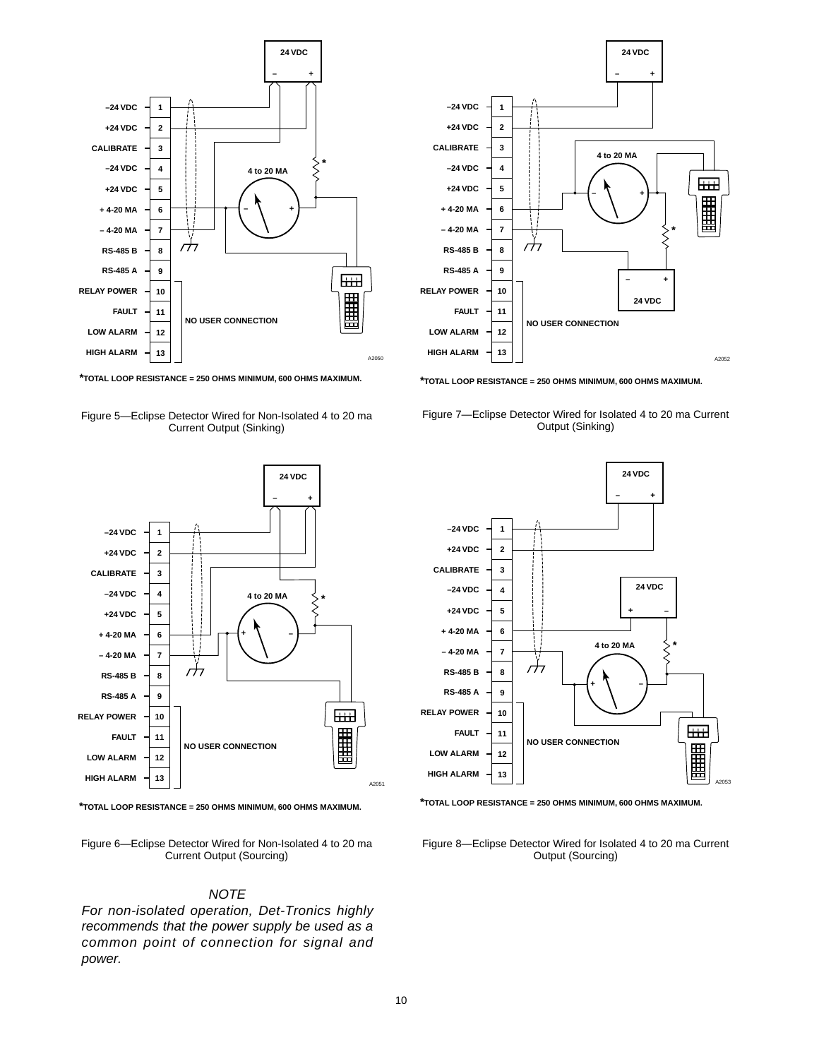–24 VDC 1
+24 VDC 2
CALIBRATE 3
–24 VDC 4
+24 VDC 5
+ 4-20 MA 6
– 4-20 MA 7
RS-485 B 8
RS-485 A 9
RELAY POWER 10
FAULT 11
LOW ALARM 12
HIGH ALARM 13

24 VDC
4 to 20 MA
NO USER CONNECTION
A2050

*TOTAL LOOP RESISTANCE = 250 OHMS MINIMUM, 600 OHMS MAXIMUM.

Figure 5—Eclipse Detector Wired for Non-Isolated 4 to 20 ma Current Output (Sinking)

–24 VDC 1
+24 VDC 2
CALIBRATE 3
–24 VDC 4
+24 VDC 5
+ 4-20 MA 6
– 4-20 MA 7
RS-485 B 8
RS-485 A 9
RELAY POWER 10
FAULT 11
LOW ALARM 12
HIGH ALARM 13

24 VDC
4 to 20 MA
24 VDC
NO USER CONNECTION
A2052

*TOTAL LOOP RESISTANCE = 250 OHMS MINIMUM, 600 OHMS MAXIMUM.

Figure 7—Eclipse Detector Wired for Isolated 4 to 20 ma Current Output (Sinking)

–24 VDC 1
+24 VDC 2
CALIBRATE 3
–24 VDC 4
+24 VDC 5
+ 4-20 MA 6
– 4-20 MA 7
RS-485 B 8
RS-485 A 9
RELAY POWER 10
FAULT 11
LOW ALARM 12
HIGH ALARM 13

24 VDC
4 to 20 MA
NO USER CONNECTION
A2051

*TOTAL LOOP RESISTANCE = 250 OHMS MINIMUM, 600 OHMS MAXIMUM.

Figure 6—Eclipse Detector Wired for Non-Isolated 4 to 20 ma Current Output (Sourcing)

–24 VDC 1
+24 VDC 2
CALIBRATE 3
–24 VDC 4
+24 VDC 5
+ 4-20 MA 6
– 4-20 MA 7
RS-485 B 8
RS-485 A 9
RELAY POWER 10
FAULT 11
LOW ALARM 12
HIGH ALARM 13

24 VDC
24 VDC
4 to 20 MA
NO USER CONNECTION
A2053

*TOTAL LOOP RESISTANCE = 250 OHMS MINIMUM, 600 OHMS MAXIMUM.

Figure 8—Eclipse Detector Wired for Isolated 4 to 20 ma Current Output (Sourcing)

*NOTE*

*For non-isolated operation, Det-Tronics highly recommends that the power supply be used as a common point of connection for signal and power.*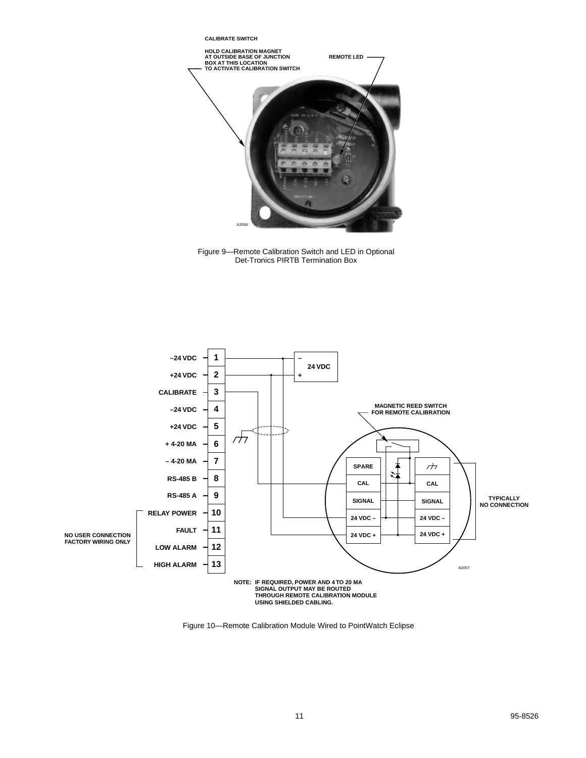CALIBRATE SWITCH

HOLD CALIBRATION MAGNET AT OUTSIDE BASE OF JUNCTION BOX AT THIS LOCATION TO ACTIVATE CALIBRATION SWITCH

REMOTE LED

A2056

Figure 9—Remote Calibration Switch and LED in Optional Det-Tronics PIRTB Termination Box

–24 VDC 1
+24 VDC 2
CALIBRATE 3
–24 VDC 4
+24 VDC 5
+ 4-20 MA 6
– 4-20 MA 7
RS-485 B 8
RS-485 A 9
RELAY POWER 10
FAULT 11
LOW ALARM 12
HIGH ALARM 13

NO USER CONNECTION FACTORY WIRING ONLY

– 24 VDC +

MAGNETIC REED SWITCH FOR REMOTE CALIBRATION

SPARE, CAL, SIGNAL, 24 VDC –, 24 VDC +

CAL, SIGNAL, 24 VDC –, 24 VDC +

TYPICALLY NO CONNECTION

A2057

NOTE: IF REQUIRED, POWER AND 4 TO 20 MA SIGNAL OUTPUT MAY BE ROUTED THROUGH REMOTE CALIBRATION MODULE USING SHIELDED CABLING.

Figure 10—Remote Calibration Module Wired to PointWatch Eclipse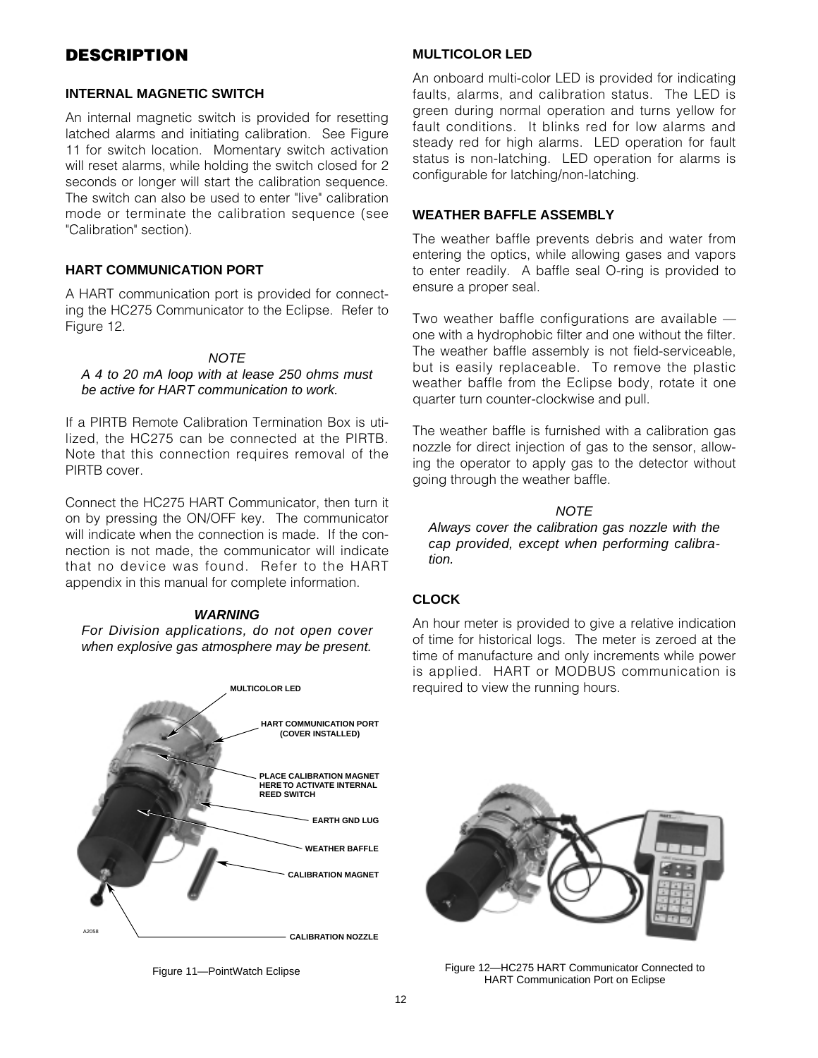## DESCRIPTION

### INTERNAL MAGNETIC SWITCH

An internal magnetic switch is provided for resetting latched alarms and initiating calibration. See Figure 11 for switch location. Momentary switch activation will reset alarms, while holding the switch closed for 2 seconds or longer will start the calibration sequence. The switch can also be used to enter "live" calibration mode or terminate the calibration sequence (see "Calibration" section).

### HART COMMUNICATION PORT

A HART communication port is provided for connecting the HC275 Communicator to the Eclipse. Refer to Figure 12.

*NOTE*

*A 4 to 20 mA loop with at lease 250 ohms must be active for HART communication to work.*

If a PIRTB Remote Calibration Termination Box is utilized, the HC275 can be connected at the PIRTB. Note that this connection requires removal of the PIRTB cover.

Connect the HC275 HART Communicator, then turn it on by pressing the ON/OFF key. The communicator will indicate when the connection is made. If the connection is not made, the communicator will indicate that no device was found. Refer to the HART appendix in this manual for complete information.

***WARNING***

*For Division applications, do not open cover when explosive gas atmosphere may be present.*

MULTICOLOR LED

HART COMMUNICATION PORT (COVER INSTALLED)

PLACE CALIBRATION MAGNET HERE TO ACTIVATE INTERNAL REED SWITCH

EARTH GND LUG

WEATHER BAFFLE

CALIBRATION MAGNET

CALIBRATION NOZZLE

A2058

Figure 11—PointWatch Eclipse

### MULTICOLOR LED

An onboard multi-color LED is provided for indicating faults, alarms, and calibration status. The LED is green during normal operation and turns yellow for fault conditions. It blinks red for low alarms and steady red for high alarms. LED operation for fault status is non-latching. LED operation for alarms is configurable for latching/non-latching.

### WEATHER BAFFLE ASSEMBLY

The weather baffle prevents debris and water from entering the optics, while allowing gases and vapors to enter readily. A baffle seal O-ring is provided to ensure a proper seal.

Two weather baffle configurations are available — one with a hydrophobic filter and one without the filter. The weather baffle assembly is not field-serviceable, but is easily replaceable. To remove the plastic weather baffle from the Eclipse body, rotate it one quarter turn counter-clockwise and pull.

The weather baffle is furnished with a calibration gas nozzle for direct injection of gas to the sensor, allowing the operator to apply gas to the detector without going through the weather baffle.

*NOTE*

*Always cover the calibration gas nozzle with the cap provided, except when performing calibration.*

### CLOCK

An hour meter is provided to give a relative indication of time for historical logs. The meter is zeroed at the time of manufacture and only increments while power is applied. HART or MODBUS communication is required to view the running hours.

Figure 12—HC275 HART Communicator Connected to HART Communication Port on Eclipse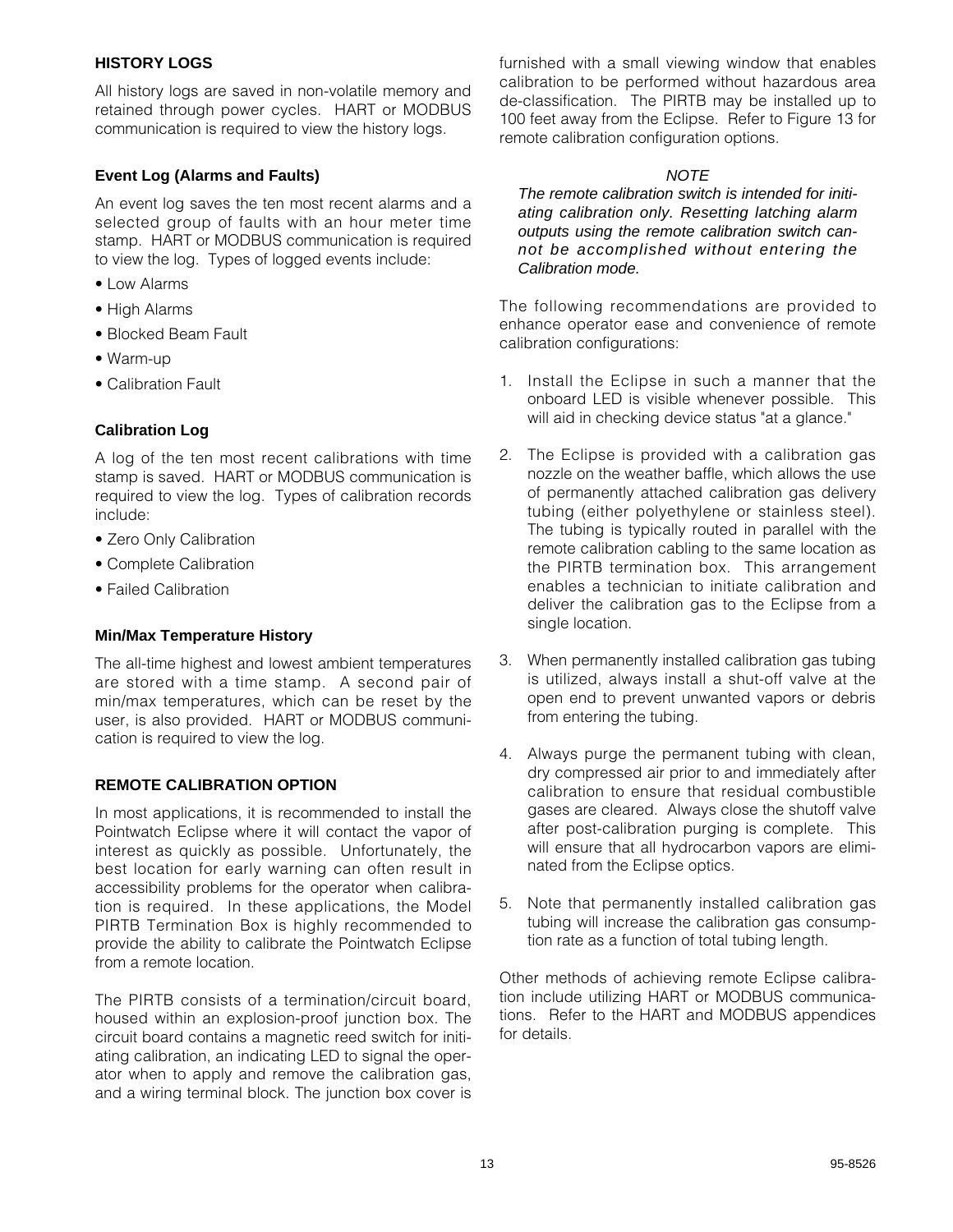## HISTORY LOGS

All history logs are saved in non-volatile memory and retained through power cycles. HART or MODBUS communication is required to view the history logs.

### Event Log (Alarms and Faults)

An event log saves the ten most recent alarms and a selected group of faults with an hour meter time stamp. HART or MODBUS communication is required to view the log. Types of logged events include:

- Low Alarms
- High Alarms
- Blocked Beam Fault
- Warm-up
- Calibration Fault

### Calibration Log

A log of the ten most recent calibrations with time stamp is saved. HART or MODBUS communication is required to view the log. Types of calibration records include:

- Zero Only Calibration
- Complete Calibration
- Failed Calibration

### Min/Max Temperature History

The all-time highest and lowest ambient temperatures are stored with a time stamp. A second pair of min/max temperatures, which can be reset by the user, is also provided. HART or MODBUS communication is required to view the log.

## REMOTE CALIBRATION OPTION

In most applications, it is recommended to install the Pointwatch Eclipse where it will contact the vapor of interest as quickly as possible. Unfortunately, the best location for early warning can often result in accessibility problems for the operator when calibration is required. In these applications, the Model PIRTB Termination Box is highly recommended to provide the ability to calibrate the Pointwatch Eclipse from a remote location.

The PIRTB consists of a termination/circuit board, housed within an explosion-proof junction box. The circuit board contains a magnetic reed switch for initiating calibration, an indicating LED to signal the operator when to apply and remove the calibration gas, and a wiring terminal block. The junction box cover is furnished with a small viewing window that enables calibration to be performed without hazardous area de-classification. The PIRTB may be installed up to 100 feet away from the Eclipse. Refer to Figure 13 for remote calibration configuration options.

*NOTE*

*The remote calibration switch is intended for initiating calibration only. Resetting latching alarm outputs using the remote calibration switch cannot be accomplished without entering the Calibration mode.*

The following recommendations are provided to enhance operator ease and convenience of remote calibration configurations:

1. Install the Eclipse in such a manner that the onboard LED is visible whenever possible. This will aid in checking device status "at a glance."
2. The Eclipse is provided with a calibration gas nozzle on the weather baffle, which allows the use of permanently attached calibration gas delivery tubing (either polyethylene or stainless steel). The tubing is typically routed in parallel with the remote calibration cabling to the same location as the PIRTB termination box. This arrangement enables a technician to initiate calibration and deliver the calibration gas to the Eclipse from a single location.
3. When permanently installed calibration gas tubing is utilized, always install a shut-off valve at the open end to prevent unwanted vapors or debris from entering the tubing.
4. Always purge the permanent tubing with clean, dry compressed air prior to and immediately after calibration to ensure that residual combustible gases are cleared. Always close the shutoff valve after post-calibration purging is complete. This will ensure that all hydrocarbon vapors are eliminated from the Eclipse optics.
5. Note that permanently installed calibration gas tubing will increase the calibration gas consumption rate as a function of total tubing length.

Other methods of achieving remote Eclipse calibration include utilizing HART or MODBUS communications. Refer to the HART and MODBUS appendices for details.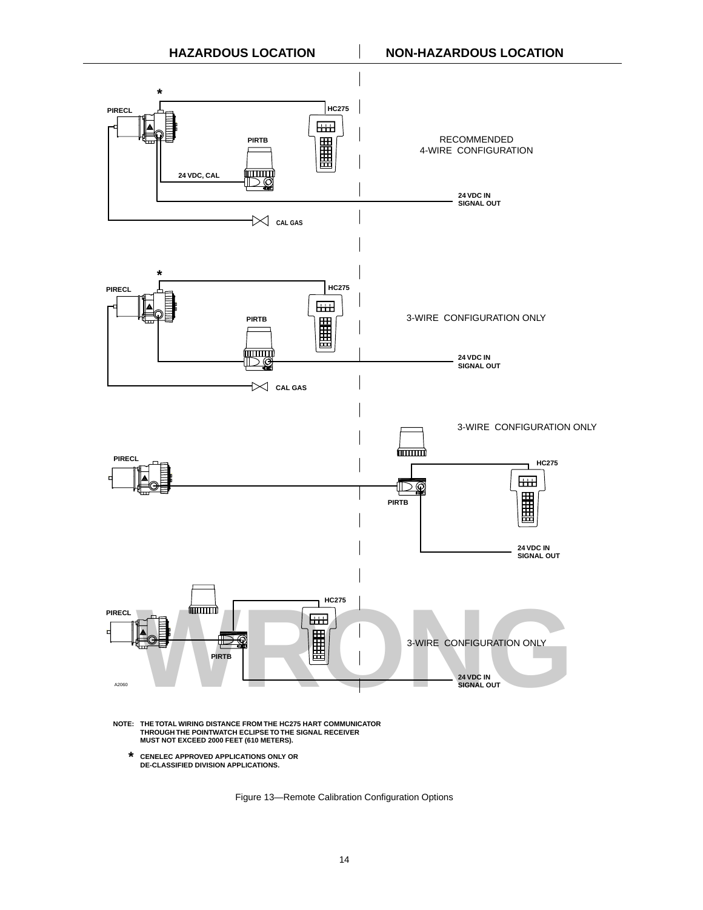HAZARDOUS LOCATION | NON-HAZARDOUS LOCATION

PIRECL — HC275 — PIRTB — 24 VDC, CAL — CAL GAS — 24 VDC IN SIGNAL OUT

RECOMMENDED 4-WIRE CONFIGURATION

3-WIRE CONFIGURATION ONLY

3-WIRE CONFIGURATION ONLY

WRONG — 3-WIRE CONFIGURATION ONLY

A2060

NOTE: THE TOTAL WIRING DISTANCE FROM THE HC275 HART COMMUNICATOR THROUGH THE POINTWATCH ECLIPSE TO THE SIGNAL RECEIVER MUST NOT EXCEED 2000 FEET (610 METERS).

* CENELEC APPROVED APPLICATIONS ONLY OR DE-CLASSIFIED DIVISION APPLICATIONS.

Figure 13—Remote Calibration Configuration Options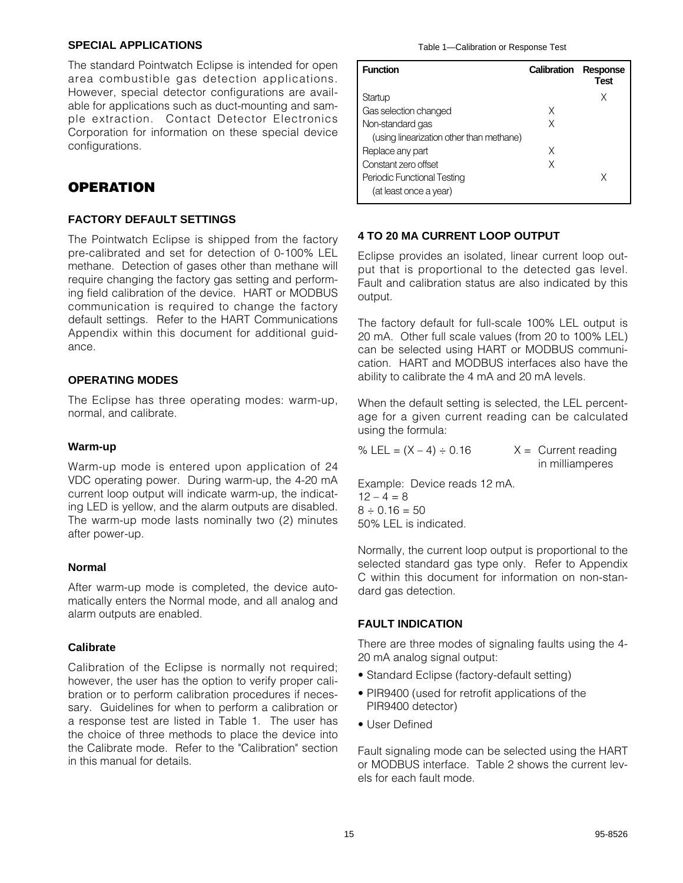## SPECIAL APPLICATIONS

The standard Pointwatch Eclipse is intended for open area combustible gas detection applications. However, special detector configurations are available for applications such as duct-mounting and sample extraction. Contact Detector Electronics Corporation for information on these special device configurations.

# OPERATION

## FACTORY DEFAULT SETTINGS

The Pointwatch Eclipse is shipped from the factory pre-calibrated and set for detection of 0-100% LEL methane. Detection of gases other than methane will require changing the factory gas setting and performing field calibration of the device. HART or MODBUS communication is required to change the factory default settings. Refer to the HART Communications Appendix within this document for additional guidance.

## OPERATING MODES

The Eclipse has three operating modes: warm-up, normal, and calibrate.

### Warm-up

Warm-up mode is entered upon application of 24 VDC operating power. During warm-up, the 4-20 mA current loop output will indicate warm-up, the indicating LED is yellow, and the alarm outputs are disabled. The warm-up mode lasts nominally two (2) minutes after power-up.

### Normal

After warm-up mode is completed, the device automatically enters the Normal mode, and all analog and alarm outputs are enabled.

### Calibrate

Calibration of the Eclipse is normally not required; however, the user has the option to verify proper calibration or to perform calibration procedures if necessary. Guidelines for when to perform a calibration or a response test are listed in Table 1. The user has the choice of three methods to place the device into the Calibrate mode. Refer to the "Calibration" section in this manual for details.

Table 1—Calibration or Response Test

| Function | Calibration | Response Test |
|---|---|---|
| Startup | | X |
| Gas selection changed | X | |
| Non-standard gas (using linearization other than methane) | X | |
| Replace any part | X | |
| Constant zero offset | X | |
| Periodic Functional Testing (at least once a year) | | X |

## 4 TO 20 MA CURRENT LOOP OUTPUT

Eclipse provides an isolated, linear current loop output that is proportional to the detected gas level. Fault and calibration status are also indicated by this output.

The factory default for full-scale 100% LEL output is 20 mA. Other full scale values (from 20 to 100% LEL) can be selected using HART or MODBUS communication. HART and MODBUS interfaces also have the ability to calibrate the 4 mA and 20 mA levels.

When the default setting is selected, the LEL percentage for a given current reading can be calculated using the formula:

$\% \text{ LEL} = (X - 4) \div 0.16$  X = Current reading in milliamperes

Example: Device reads 12 mA.
$12 - 4 = 8$
$8 \div 0.16 = 50$
50% LEL is indicated.

Normally, the current loop output is proportional to the selected standard gas type only. Refer to Appendix C within this document for information on non-standard gas detection.

## FAULT INDICATION

There are three modes of signaling faults using the 4-20 mA analog signal output:

- Standard Eclipse (factory-default setting)
- PIR9400 (used for retrofit applications of the PIR9400 detector)
- User Defined

Fault signaling mode can be selected using the HART or MODBUS interface. Table 2 shows the current levels for each fault mode.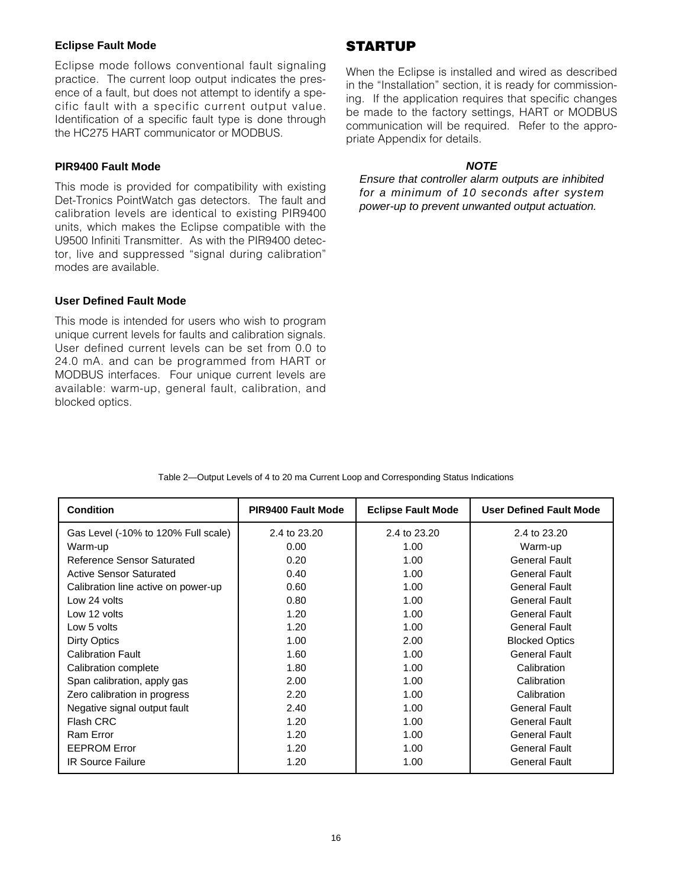### Eclipse Fault Mode

Eclipse mode follows conventional fault signaling practice. The current loop output indicates the presence of a fault, but does not attempt to identify a specific fault with a specific current output value. Identification of a specific fault type is done through the HC275 HART communicator or MODBUS.

### PIR9400 Fault Mode

This mode is provided for compatibility with existing Det-Tronics PointWatch gas detectors. The fault and calibration levels are identical to existing PIR9400 units, which makes the Eclipse compatible with the U9500 Infiniti Transmitter. As with the PIR9400 detector, live and suppressed "signal during calibration" modes are available.

### User Defined Fault Mode

This mode is intended for users who wish to program unique current levels for faults and calibration signals. User defined current levels can be set from 0.0 to 24.0 mA. and can be programmed from HART or MODBUS interfaces. Four unique current levels are available: warm-up, general fault, calibration, and blocked optics.

## STARTUP

When the Eclipse is installed and wired as described in the "Installation" section, it is ready for commissioning. If the application requires that specific changes be made to the factory settings, HART or MODBUS communication will be required. Refer to the appropriate Appendix for details.

***NOTE***

*Ensure that controller alarm outputs are inhibited for a minimum of 10 seconds after system power-up to prevent unwanted output actuation.*

Table 2—Output Levels of 4 to 20 ma Current Loop and Corresponding Status Indications

| Condition | PIR9400 Fault Mode | Eclipse Fault Mode | User Defined Fault Mode |
|---|---|---|---|
| Gas Level (-10% to 120% Full scale) | 2.4 to 23.20 | 2.4 to 23.20 | 2.4 to 23.20 |
| Warm-up | 0.00 | 1.00 | Warm-up |
| Reference Sensor Saturated | 0.20 | 1.00 | General Fault |
| Active Sensor Saturated | 0.40 | 1.00 | General Fault |
| Calibration line active on power-up | 0.60 | 1.00 | General Fault |
| Low 24 volts | 0.80 | 1.00 | General Fault |
| Low 12 volts | 1.20 | 1.00 | General Fault |
| Low 5 volts | 1.20 | 1.00 | General Fault |
| Dirty Optics | 1.00 | 2.00 | Blocked Optics |
| Calibration Fault | 1.60 | 1.00 | General Fault |
| Calibration complete | 1.80 | 1.00 | Calibration |
| Span calibration, apply gas | 2.00 | 1.00 | Calibration |
| Zero calibration in progress | 2.20 | 1.00 | Calibration |
| Negative signal output fault | 2.40 | 1.00 | General Fault |
| Flash CRC | 1.20 | 1.00 | General Fault |
| Ram Error | 1.20 | 1.00 | General Fault |
| EEPROM Error | 1.20 | 1.00 | General Fault |
| IR Source Failure | 1.20 | 1.00 | General Fault |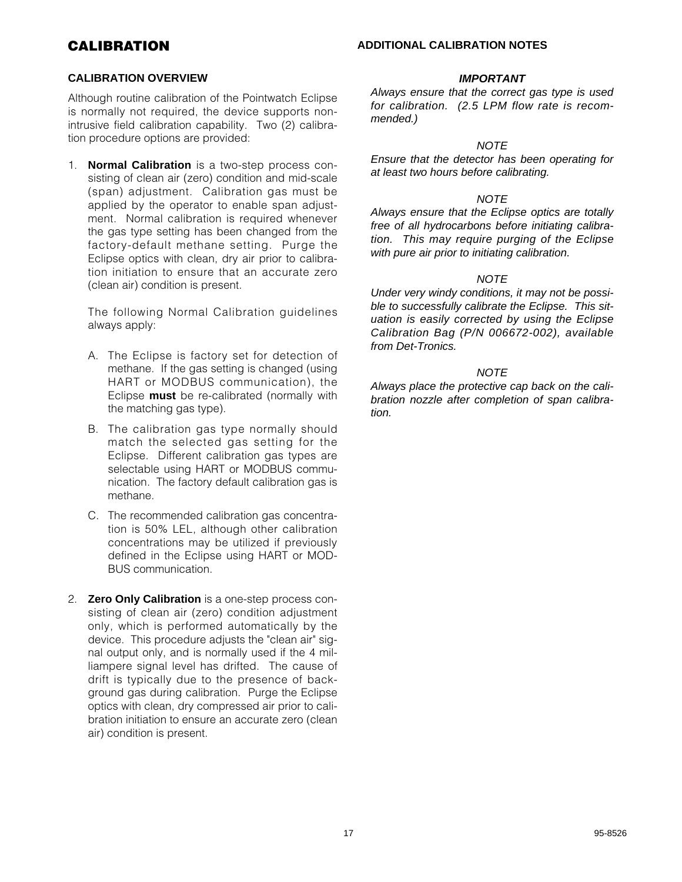# CALIBRATION

## CALIBRATION OVERVIEW

Although routine calibration of the Pointwatch Eclipse is normally not required, the device supports non-intrusive field calibration capability. Two (2) calibration procedure options are provided:

1. **Normal Calibration** is a two-step process consisting of clean air (zero) condition and mid-scale (span) adjustment. Calibration gas must be applied by the operator to enable span adjustment. Normal calibration is required whenever the gas type setting has been changed from the factory-default methane setting. Purge the Eclipse optics with clean, dry air prior to calibration initiation to ensure that an accurate zero (clean air) condition is present.

   The following Normal Calibration guidelines always apply:

   A. The Eclipse is factory set for detection of methane. If the gas setting is changed (using HART or MODBUS communication), the Eclipse **must** be re-calibrated (normally with the matching gas type).

   B. The calibration gas type normally should match the selected gas setting for the Eclipse. Different calibration gas types are selectable using HART or MODBUS communication. The factory default calibration gas is methane.

   C. The recommended calibration gas concentration is 50% LEL, although other calibration concentrations may be utilized if previously defined in the Eclipse using HART or MODBUS communication.

2. **Zero Only Calibration** is a one-step process consisting of clean air (zero) condition adjustment only, which is performed automatically by the device. This procedure adjusts the "clean air" signal output only, and is normally used if the 4 milliampere signal level has drifted. The cause of drift is typically due to the presence of background gas during calibration. Purge the Eclipse optics with clean, dry compressed air prior to calibration initiation to ensure an accurate zero (clean air) condition is present.

## ADDITIONAL CALIBRATION NOTES

***IMPORTANT***

*Always ensure that the correct gas type is used for calibration. (2.5 LPM flow rate is recommended.)*

*NOTE*

*Ensure that the detector has been operating for at least two hours before calibrating.*

*NOTE*

*Always ensure that the Eclipse optics are totally free of all hydrocarbons before initiating calibration. This may require purging of the Eclipse with pure air prior to initiating calibration.*

*NOTE*

*Under very windy conditions, it may not be possible to successfully calibrate the Eclipse. This situation is easily corrected by using the Eclipse Calibration Bag (P/N 006672-002), available from Det-Tronics.*

*NOTE*

*Always place the protective cap back on the calibration nozzle after completion of span calibration.*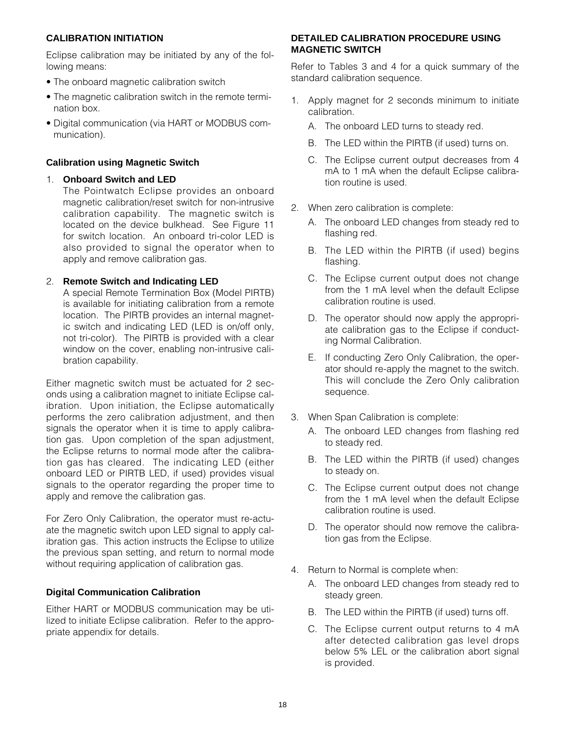## CALIBRATION INITIATION

Eclipse calibration may be initiated by any of the following means:

- The onboard magnetic calibration switch
- The magnetic calibration switch in the remote termination box.
- Digital communication (via HART or MODBUS communication).

### Calibration using Magnetic Switch

1. **Onboard Switch and LED**
   The Pointwatch Eclipse provides an onboard magnetic calibration/reset switch for non-intrusive calibration capability. The magnetic switch is located on the device bulkhead. See Figure 11 for switch location. An onboard tri-color LED is also provided to signal the operator when to apply and remove calibration gas.

2. **Remote Switch and Indicating LED**
   A special Remote Termination Box (Model PIRTB) is available for initiating calibration from a remote location. The PIRTB provides an internal magnetic switch and indicating LED (LED is on/off only, not tri-color). The PIRTB is provided with a clear window on the cover, enabling non-intrusive calibration capability.

Either magnetic switch must be actuated for 2 seconds using a calibration magnet to initiate Eclipse calibration. Upon initiation, the Eclipse automatically performs the zero calibration adjustment, and then signals the operator when it is time to apply calibration gas. Upon completion of the span adjustment, the Eclipse returns to normal mode after the calibration gas has cleared. The indicating LED (either onboard LED or PIRTB LED, if used) provides visual signals to the operator regarding the proper time to apply and remove the calibration gas.

For Zero Only Calibration, the operator must re-actuate the magnetic switch upon LED signal to apply calibration gas. This action instructs the Eclipse to utilize the previous span setting, and return to normal mode without requiring application of calibration gas.

### Digital Communication Calibration

Either HART or MODBUS communication may be utilized to initiate Eclipse calibration. Refer to the appropriate appendix for details.

## DETAILED CALIBRATION PROCEDURE USING MAGNETIC SWITCH

Refer to Tables 3 and 4 for a quick summary of the standard calibration sequence.

1. Apply magnet for 2 seconds minimum to initiate calibration.
   A. The onboard LED turns to steady red.
   B. The LED within the PIRTB (if used) turns on.
   C. The Eclipse current output decreases from 4 mA to 1 mA when the default Eclipse calibration routine is used.

2. When zero calibration is complete:
   A. The onboard LED changes from steady red to flashing red.
   B. The LED within the PIRTB (if used) begins flashing.
   C. The Eclipse current output does not change from the 1 mA level when the default Eclipse calibration routine is used.
   D. The operator should now apply the appropriate calibration gas to the Eclipse if conducting Normal Calibration.
   E. If conducting Zero Only Calibration, the operator should re-apply the magnet to the switch. This will conclude the Zero Only calibration sequence.

3. When Span Calibration is complete:
   A. The onboard LED changes from flashing red to steady red.
   B. The LED within the PIRTB (if used) changes to steady on.
   C. The Eclipse current output does not change from the 1 mA level when the default Eclipse calibration routine is used.
   D. The operator should now remove the calibration gas from the Eclipse.

4. Return to Normal is complete when:
   A. The onboard LED changes from steady red to steady green.
   B. The LED within the PIRTB (if used) turns off.
   C. The Eclipse current output returns to 4 mA after detected calibration gas level drops below 5% LEL or the calibration abort signal is provided.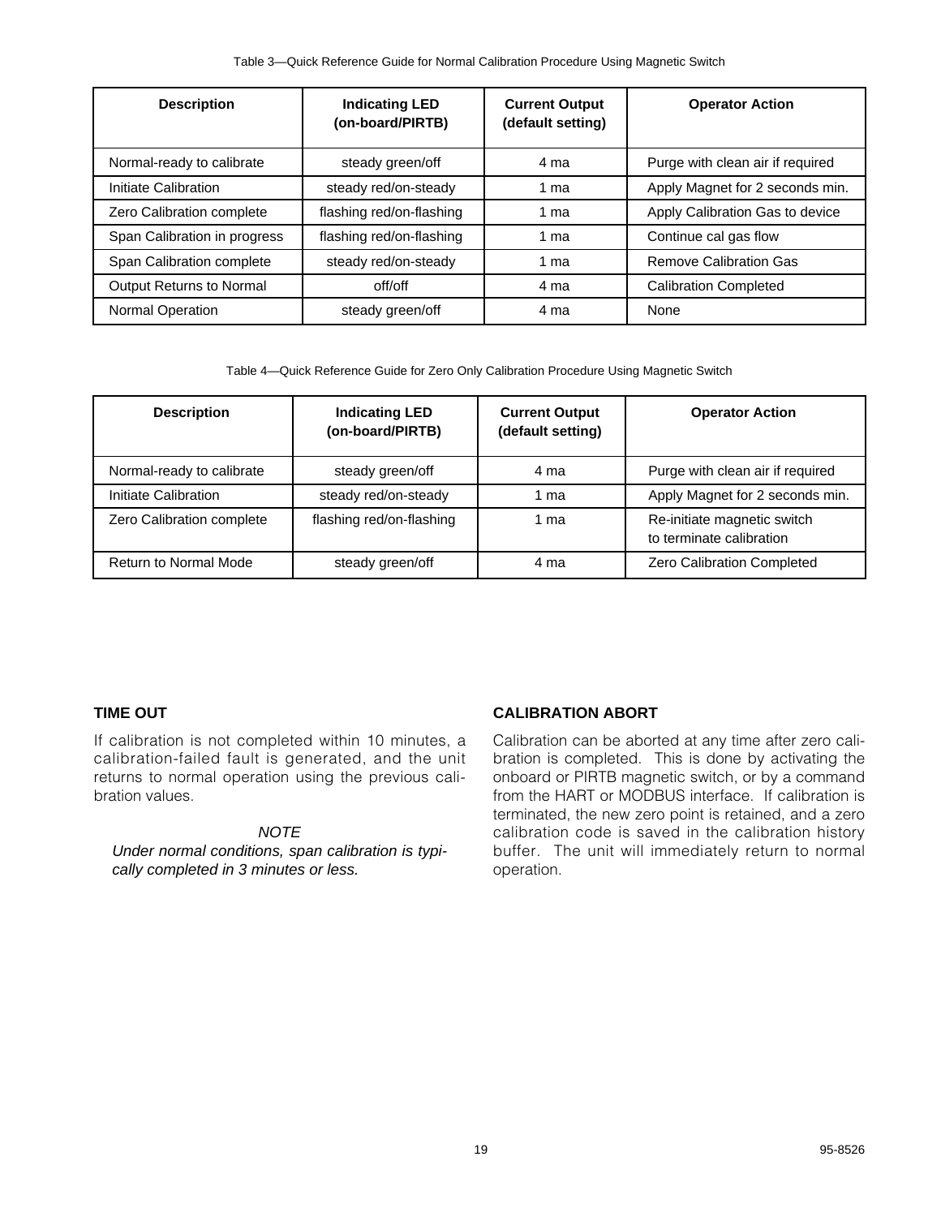Table 3—Quick Reference Guide for Normal Calibration Procedure Using Magnetic Switch

| Description | Indicating LED (on-board/PIRTB) | Current Output (default setting) | Operator Action |
|---|---|---|---|
| Normal-ready to calibrate | steady green/off | 4 ma | Purge with clean air if required |
| Initiate Calibration | steady red/on-steady | 1 ma | Apply Magnet for 2 seconds min. |
| Zero Calibration complete | flashing red/on-flashing | 1 ma | Apply Calibration Gas to device |
| Span Calibration in progress | flashing red/on-flashing | 1 ma | Continue cal gas flow |
| Span Calibration complete | steady red/on-steady | 1 ma | Remove Calibration Gas |
| Output Returns to Normal | off/off | 4 ma | Calibration Completed |
| Normal Operation | steady green/off | 4 ma | None |

Table 4—Quick Reference Guide for Zero Only Calibration Procedure Using Magnetic Switch

| Description | Indicating LED (on-board/PIRTB) | Current Output (default setting) | Operator Action |
|---|---|---|---|
| Normal-ready to calibrate | steady green/off | 4 ma | Purge with clean air if required |
| Initiate Calibration | steady red/on-steady | 1 ma | Apply Magnet for 2 seconds min. |
| Zero Calibration complete | flashing red/on-flashing | 1 ma | Re-initiate magnetic switch to terminate calibration |
| Return to Normal Mode | steady green/off | 4 ma | Zero Calibration Completed |

### TIME OUT

If calibration is not completed within 10 minutes, a calibration-failed fault is generated, and the unit returns to normal operation using the previous calibration values.

*NOTE*
*Under normal conditions, span calibration is typically completed in 3 minutes or less.*

### CALIBRATION ABORT

Calibration can be aborted at any time after zero calibration is completed. This is done by activating the onboard or PIRTB magnetic switch, or by a command from the HART or MODBUS interface. If calibration is terminated, the new zero point is retained, and a zero calibration code is saved in the calibration history buffer. The unit will immediately return to normal operation.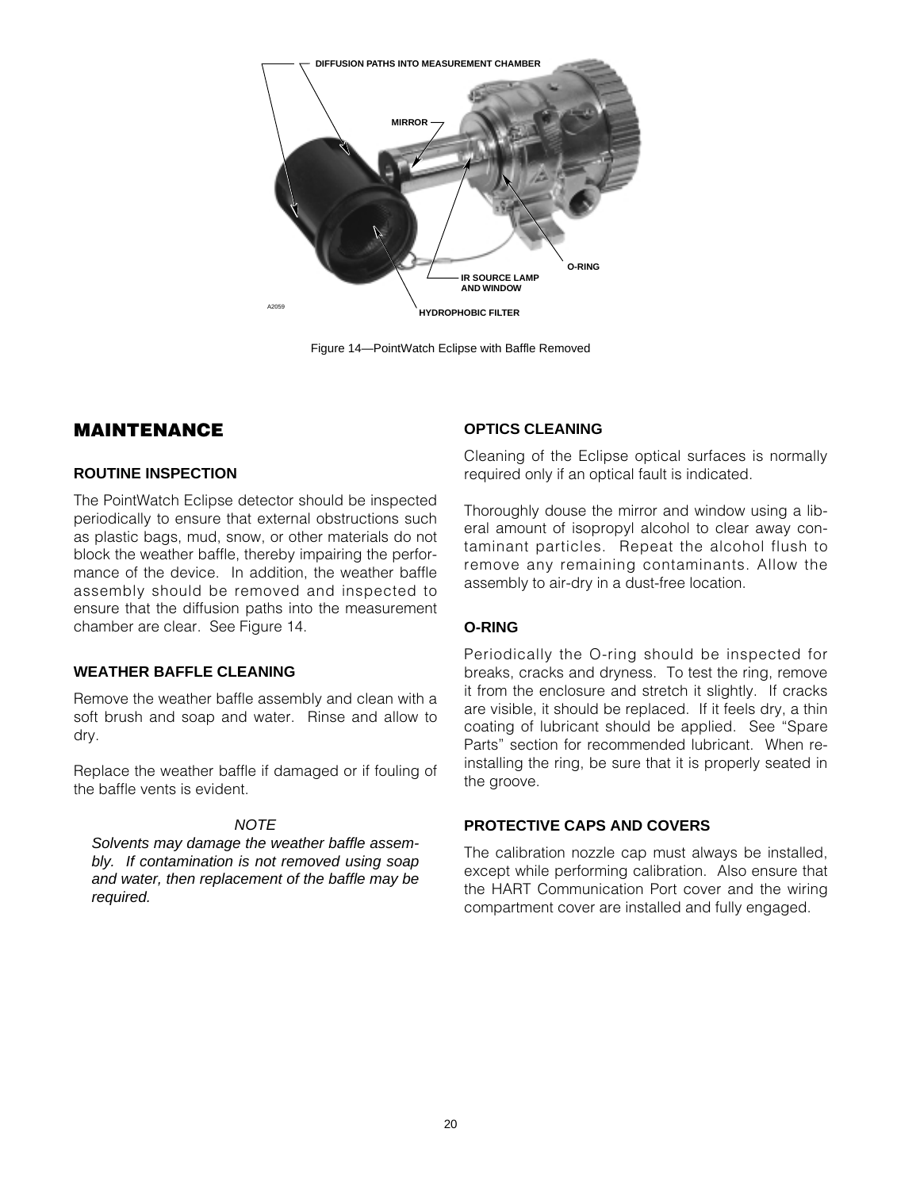Figure 14—PointWatch Eclipse with Baffle Removed

## MAINTENANCE

### ROUTINE INSPECTION

The PointWatch Eclipse detector should be inspected periodically to ensure that external obstructions such as plastic bags, mud, snow, or other materials do not block the weather baffle, thereby impairing the performance of the device. In addition, the weather baffle assembly should be removed and inspected to ensure that the diffusion paths into the measurement chamber are clear. See Figure 14.

### WEATHER BAFFLE CLEANING

Remove the weather baffle assembly and clean with a soft brush and soap and water. Rinse and allow to dry.

Replace the weather baffle if damaged or if fouling of the baffle vents is evident.

*NOTE*

*Solvents may damage the weather baffle assembly. If contamination is not removed using soap and water, then replacement of the baffle may be required.*

### OPTICS CLEANING

Cleaning of the Eclipse optical surfaces is normally required only if an optical fault is indicated.

Thoroughly douse the mirror and window using a liberal amount of isopropyl alcohol to clear away contaminant particles. Repeat the alcohol flush to remove any remaining contaminants. Allow the assembly to air-dry in a dust-free location.

### O-RING

Periodically the O-ring should be inspected for breaks, cracks and dryness. To test the ring, remove it from the enclosure and stretch it slightly. If cracks are visible, it should be replaced. If it feels dry, a thin coating of lubricant should be applied. See "Spare Parts" section for recommended lubricant. When re-installing the ring, be sure that it is properly seated in the groove.

### PROTECTIVE CAPS AND COVERS

The calibration nozzle cap must always be installed, except while performing calibration. Also ensure that the HART Communication Port cover and the wiring compartment cover are installed and fully engaged.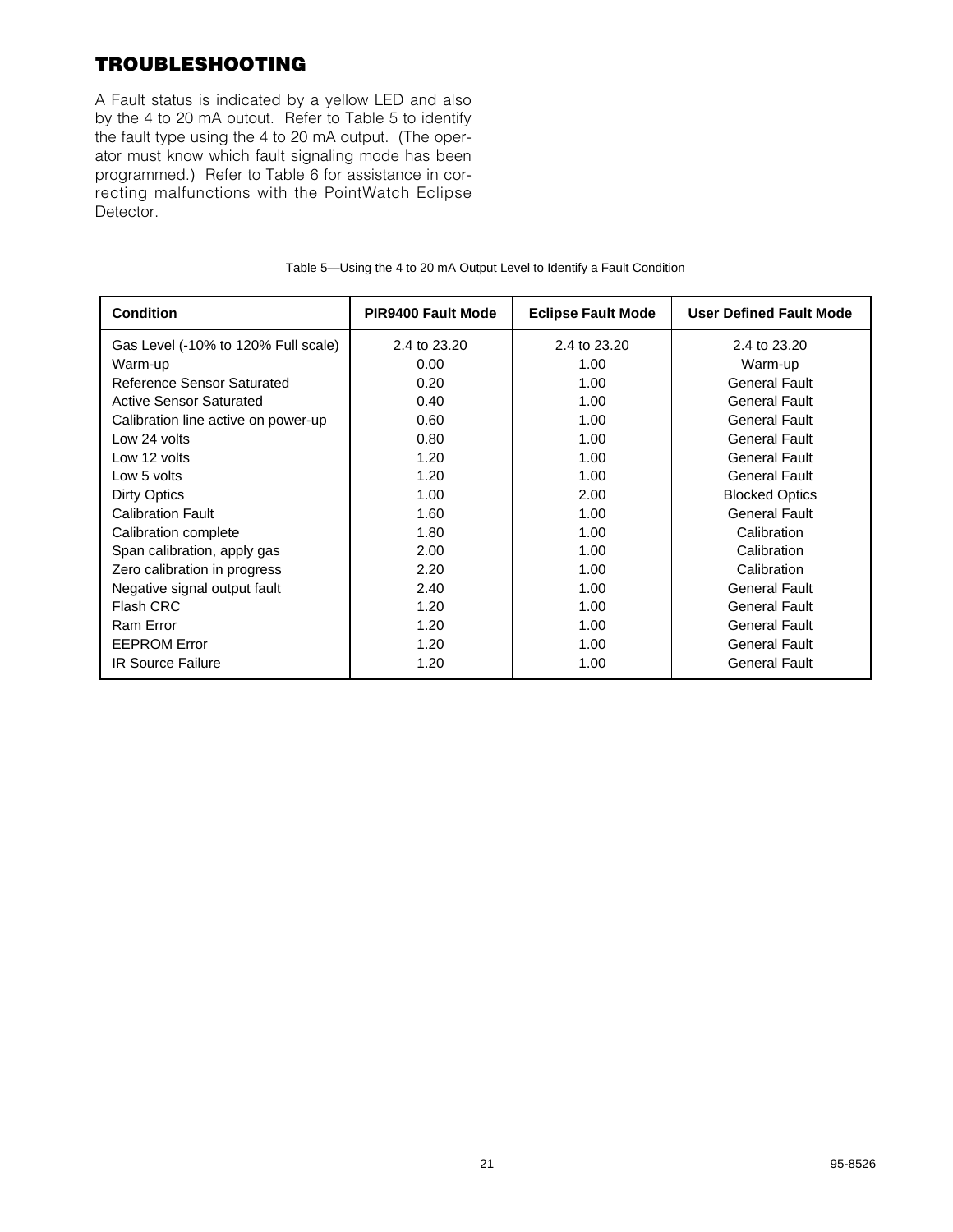## TROUBLESHOOTING

A Fault status is indicated by a yellow LED and also by the 4 to 20 mA outout. Refer to Table 5 to identify the fault type using the 4 to 20 mA output. (The operator must know which fault signaling mode has been programmed.) Refer to Table 6 for assistance in correcting malfunctions with the PointWatch Eclipse Detector.

Table 5—Using the 4 to 20 mA Output Level to Identify a Fault Condition

| Condition | PIR9400 Fault Mode | Eclipse Fault Mode | User Defined Fault Mode |
|---|---|---|---|
| Gas Level (-10% to 120% Full scale) | 2.4 to 23.20 | 2.4 to 23.20 | 2.4 to 23.20 |
| Warm-up | 0.00 | 1.00 | Warm-up |
| Reference Sensor Saturated | 0.20 | 1.00 | General Fault |
| Active Sensor Saturated | 0.40 | 1.00 | General Fault |
| Calibration line active on power-up | 0.60 | 1.00 | General Fault |
| Low 24 volts | 0.80 | 1.00 | General Fault |
| Low 12 volts | 1.20 | 1.00 | General Fault |
| Low 5 volts | 1.20 | 1.00 | General Fault |
| Dirty Optics | 1.00 | 2.00 | Blocked Optics |
| Calibration Fault | 1.60 | 1.00 | General Fault |
| Calibration complete | 1.80 | 1.00 | Calibration |
| Span calibration, apply gas | 2.00 | 1.00 | Calibration |
| Zero calibration in progress | 2.20 | 1.00 | Calibration |
| Negative signal output fault | 2.40 | 1.00 | General Fault |
| Flash CRC | 1.20 | 1.00 | General Fault |
| Ram Error | 1.20 | 1.00 | General Fault |
| EEPROM Error | 1.20 | 1.00 | General Fault |
| IR Source Failure | 1.20 | 1.00 | General Fault |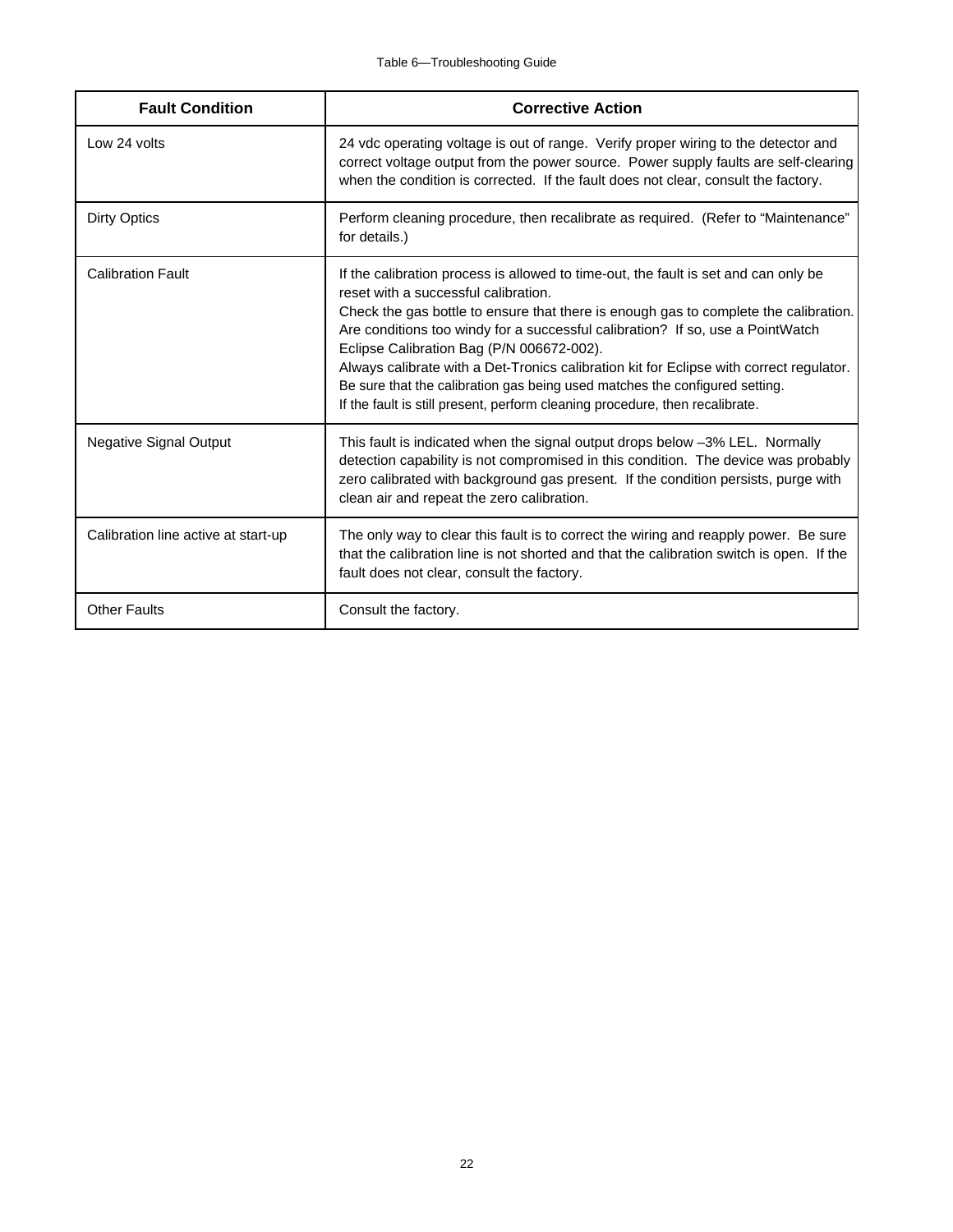Table 6—Troubleshooting Guide

| Fault Condition | Corrective Action |
|---|---|
| Low 24 volts | 24 vdc operating voltage is out of range. Verify proper wiring to the detector and correct voltage output from the power source. Power supply faults are self-clearing when the condition is corrected. If the fault does not clear, consult the factory. |
| Dirty Optics | Perform cleaning procedure, then recalibrate as required. (Refer to “Maintenance” for details.) |
| Calibration Fault | If the calibration process is allowed to time-out, the fault is set and can only be reset with a successful calibration.<br>Check the gas bottle to ensure that there is enough gas to complete the calibration.<br>Are conditions too windy for a successful calibration? If so, use a PointWatch Eclipse Calibration Bag (P/N 006672-002).<br>Always calibrate with a Det-Tronics calibration kit for Eclipse with correct regulator.<br>Be sure that the calibration gas being used matches the configured setting.<br>If the fault is still present, perform cleaning procedure, then recalibrate. |
| Negative Signal Output | This fault is indicated when the signal output drops below –3% LEL. Normally detection capability is not compromised in this condition. The device was probably zero calibrated with background gas present. If the condition persists, purge with clean air and repeat the zero calibration. |
| Calibration line active at start-up | The only way to clear this fault is to correct the wiring and reapply power. Be sure that the calibration line is not shorted and that the calibration switch is open. If the fault does not clear, consult the factory. |
| Other Faults | Consult the factory. |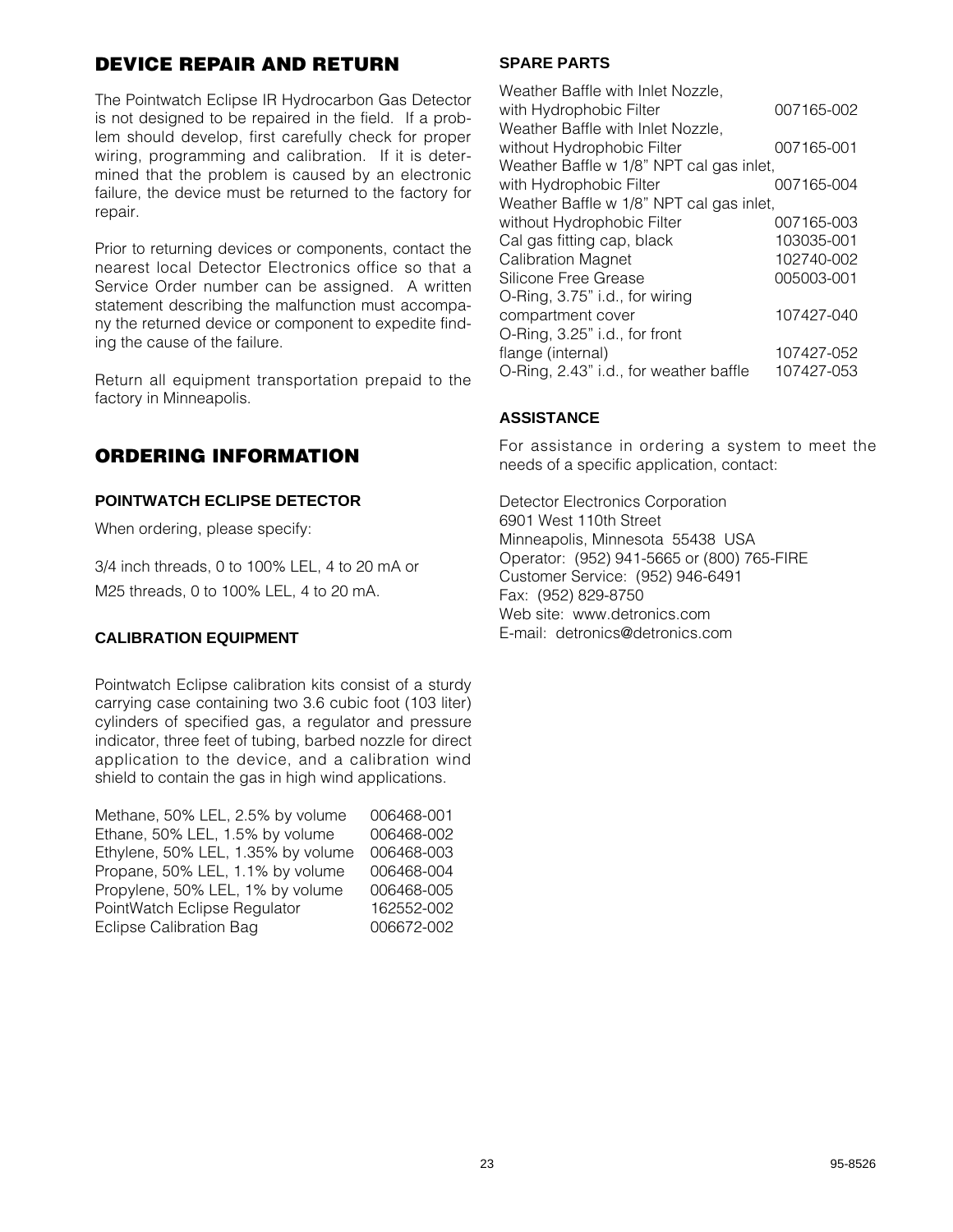## DEVICE REPAIR AND RETURN

The Pointwatch Eclipse IR Hydrocarbon Gas Detector is not designed to be repaired in the field. If a problem should develop, first carefully check for proper wiring, programming and calibration. If it is determined that the problem is caused by an electronic failure, the device must be returned to the factory for repair.

Prior to returning devices or components, contact the nearest local Detector Electronics office so that a Service Order number can be assigned. A written statement describing the malfunction must accompany the returned device or component to expedite finding the cause of the failure.

Return all equipment transportation prepaid to the factory in Minneapolis.

## ORDERING INFORMATION

### POINTWATCH ECLIPSE DETECTOR

When ordering, please specify:

3/4 inch threads, 0 to 100% LEL, 4 to 20 mA or

M25 threads, 0 to 100% LEL, 4 to 20 mA.

### CALIBRATION EQUIPMENT

Pointwatch Eclipse calibration kits consist of a sturdy carrying case containing two 3.6 cubic foot (103 liter) cylinders of specified gas, a regulator and pressure indicator, three feet of tubing, barbed nozzle for direct application to the device, and a calibration wind shield to contain the gas in high wind applications.

| | |
|---|---|
| Methane, 50% LEL, 2.5% by volume | 006468-001 |
| Ethane, 50% LEL, 1.5% by volume | 006468-002 |
| Ethylene, 50% LEL, 1.35% by volume | 006468-003 |
| Propane, 50% LEL, 1.1% by volume | 006468-004 |
| Propylene, 50% LEL, 1% by volume | 006468-005 |
| PointWatch Eclipse Regulator | 162552-002 |
| Eclipse Calibration Bag | 006672-002 |

### SPARE PARTS

| | |
|---|---|
| Weather Baffle with Inlet Nozzle, with Hydrophobic Filter | 007165-002 |
| Weather Baffle with Inlet Nozzle, without Hydrophobic Filter | 007165-001 |
| Weather Baffle w 1/8" NPT cal gas inlet, with Hydrophobic Filter | 007165-004 |
| Weather Baffle w 1/8" NPT cal gas inlet, without Hydrophobic Filter | 007165-003 |
| Cal gas fitting cap, black | 103035-001 |
| Calibration Magnet | 102740-002 |
| Silicone Free Grease | 005003-001 |
| O-Ring, 3.75" i.d., for wiring compartment cover | 107427-040 |
| O-Ring, 3.25" i.d., for front flange (internal) | 107427-052 |
| O-Ring, 2.43" i.d., for weather baffle | 107427-053 |

### ASSISTANCE

For assistance in ordering a system to meet the needs of a specific application, contact:

Detector Electronics Corporation
6901 West 110th Street
Minneapolis, Minnesota 55438 USA
Operator: (952) 941-5665 or (800) 765-FIRE
Customer Service: (952) 946-6491
Fax: (952) 829-8750
Web site: www.detronics.com
E-mail: detronics@detronics.com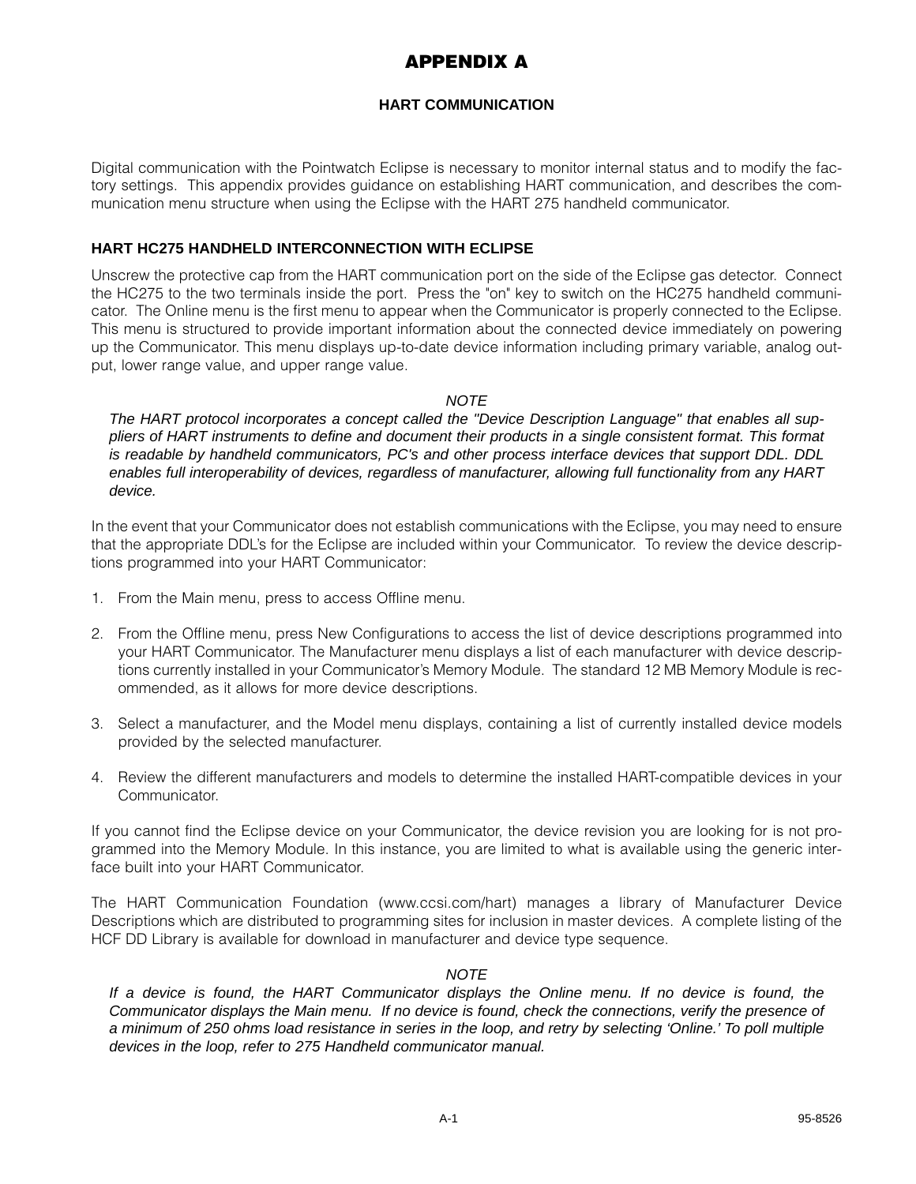# APPENDIX A

## HART COMMUNICATION

Digital communication with the Pointwatch Eclipse is necessary to monitor internal status and to modify the factory settings. This appendix provides guidance on establishing HART communication, and describes the communication menu structure when using the Eclipse with the HART 275 handheld communicator.

### HART HC275 HANDHELD INTERCONNECTION WITH ECLIPSE

Unscrew the protective cap from the HART communication port on the side of the Eclipse gas detector. Connect the HC275 to the two terminals inside the port. Press the "on" key to switch on the HC275 handheld communicator. The Online menu is the first menu to appear when the Communicator is properly connected to the Eclipse. This menu is structured to provide important information about the connected device immediately on powering up the Communicator. This menu displays up-to-date device information including primary variable, analog output, lower range value, and upper range value.

*NOTE*

*The HART protocol incorporates a concept called the "Device Description Language" that enables all suppliers of HART instruments to define and document their products in a single consistent format. This format is readable by handheld communicators, PC's and other process interface devices that support DDL. DDL enables full interoperability of devices, regardless of manufacturer, allowing full functionality from any HART device.*

In the event that your Communicator does not establish communications with the Eclipse, you may need to ensure that the appropriate DDL's for the Eclipse are included within your Communicator. To review the device descriptions programmed into your HART Communicator:

1. From the Main menu, press to access Offline menu.

2. From the Offline menu, press New Configurations to access the list of device descriptions programmed into your HART Communicator. The Manufacturer menu displays a list of each manufacturer with device descriptions currently installed in your Communicator's Memory Module. The standard 12 MB Memory Module is recommended, as it allows for more device descriptions.

3. Select a manufacturer, and the Model menu displays, containing a list of currently installed device models provided by the selected manufacturer.

4. Review the different manufacturers and models to determine the installed HART-compatible devices in your Communicator.

If you cannot find the Eclipse device on your Communicator, the device revision you are looking for is not programmed into the Memory Module. In this instance, you are limited to what is available using the generic interface built into your HART Communicator.

The HART Communication Foundation (www.ccsi.com/hart) manages a library of Manufacturer Device Descriptions which are distributed to programming sites for inclusion in master devices. A complete listing of the HCF DD Library is available for download in manufacturer and device type sequence.

*NOTE*

*If a device is found, the HART Communicator displays the Online menu. If no device is found, the Communicator displays the Main menu. If no device is found, check the connections, verify the presence of a minimum of 250 ohms load resistance in series in the loop, and retry by selecting 'Online.' To poll multiple devices in the loop, refer to 275 Handheld communicator manual.*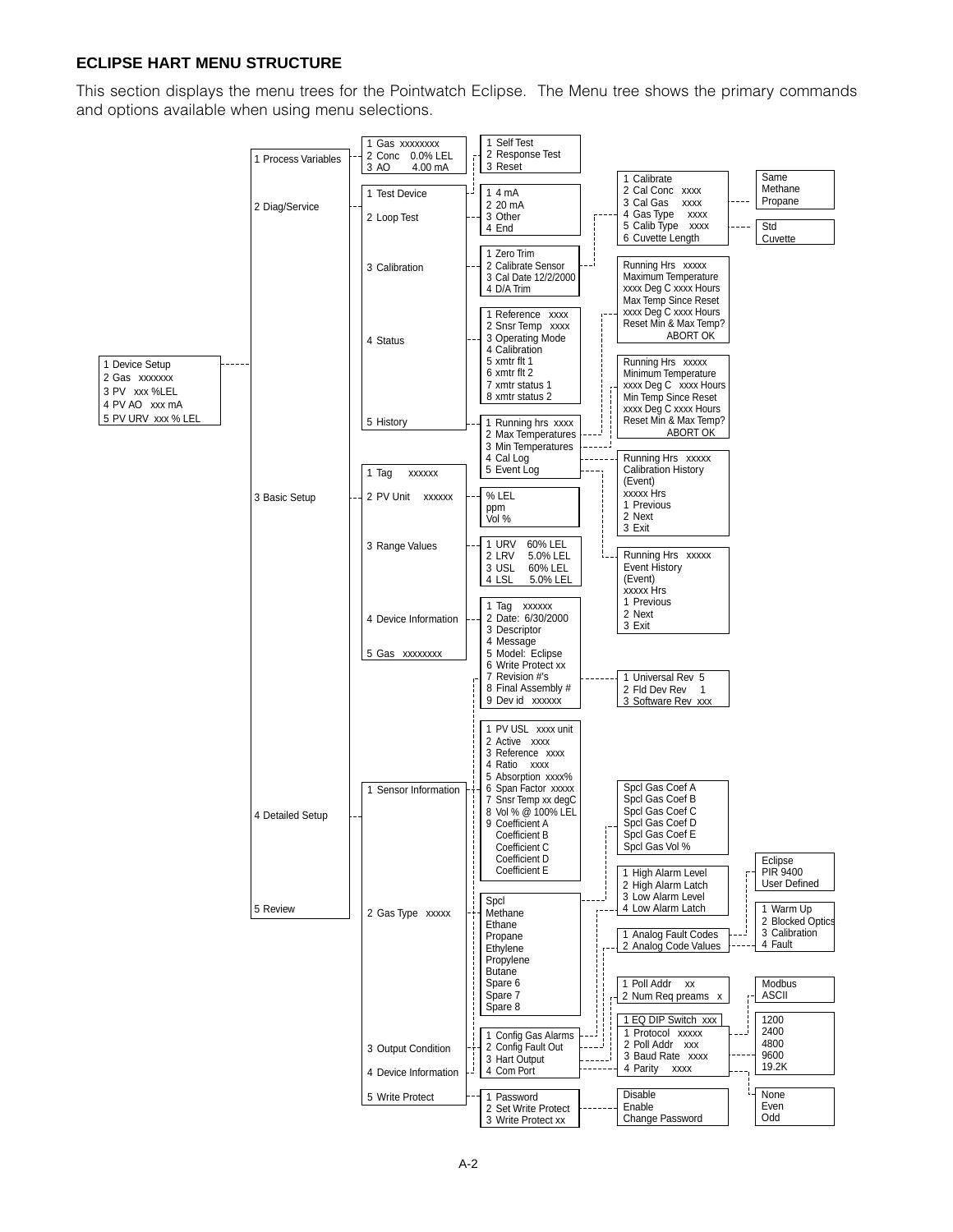## ECLIPSE HART MENU STRUCTURE

This section displays the menu trees for the Pointwatch Eclipse. The Menu tree shows the primary commands and options available when using menu selections.

- 1 Device Setup
  - 1 Process Variables
    - 1 Gas xxxxxxxx
    - 2 Conc 0.0% LEL
    - 3 AO 4.00 mA
  - 2 Diag/Service
    - 1 Test Device
      - 1 Self Test
      - 2 Response Test
      - 3 Reset
    - 2 Loop Test
      - 1 4 mA
      - 2 20 mA
      - 3 Other
      - 4 End
    - 3 Calibration
      - 1 Zero Trim
      - 2 Calibrate Sensor
        - 1 Calibrate
        - 2 Cal Conc xxxx
        - 3 Cal Gas xxxx
          - Same
          - Methane
          - Propane
        - 4 Gas Type xxxx
        - 5 Calib Type xxxx
          - Std
          - Cuvette
        - 6 Cuvette Length
      - 3 Cal Date 12/2/2000
      - 4 D/A Trim
    - 4 Status
      - 1 Reference xxxx
      - 2 Snsr Temp xxxx
      - 3 Operating Mode
      - 4 Calibration
      - 5 xmtr flt 1
      - 6 xmtr flt 2
      - 7 xmtr status 1
      - 8 xmtr status 2
    - 5 History
      - 1 Running hrs xxxx
      - 2 Max Temperatures
        - Running Hrs xxxxx / Maximum Temperature / xxxx Deg C xxxx Hours / Max Temp Since Reset / xxxx Deg C xxxx Hours / Reset Min & Max Temp? / ABORT OK
      - 3 Min Temperatures
        - Running Hrs xxxxx / Minimum Temperature / xxxx Deg C xxxx Hours / Min Temp Since Reset / xxxx Deg C xxxx Hours / Reset Min & Max Temp? / ABORT OK
      - 4 Cal Log
        - Running Hrs xxxxx / Calibration History / (Event) / xxxxx Hrs / 1 Previous / 2 Next / 3 Exit
      - 5 Event Log
        - Running Hrs xxxxx / Event History / (Event) / xxxxx Hrs / 1 Previous / 2 Next / 3 Exit
  - 3 Basic Setup
    - 1 Tag xxxxxx
    - 2 PV Unit xxxxxx
      - % LEL
      - ppm
      - Vol %
    - 3 Range Values
      - 1 URV 60% LEL
      - 2 LRV 5.0% LEL
      - 3 USL 60% LEL
      - 4 LSL 5.0% LEL
    - 4 Device Information
      - 1 Tag xxxxxx
      - 2 Date: 6/30/2000
      - 3 Descriptor
      - 4 Message
      - 5 Model: Eclipse
      - 6 Write Protect xx
      - 7 Revision #'s
        - 1 Universal Rev 5
        - 2 Fld Dev Rev 1
        - 3 Software Rev xxx
      - 8 Final Assembly #
      - 9 Dev id xxxxxx
    - 5 Gas xxxxxxxx
  - 4 Detailed Setup
    - 1 Sensor Information
      - 1 PV USL xxxx unit
      - 2 Active xxxx
      - 3 Reference xxxx
      - 4 Ratio xxxx
      - 5 Absorption xxxx%
      - 6 Span Factor xxxxx
      - 7 Snsr Temp xx degC
      - 8 Vol % @ 100% LEL
      - 9 Coefficient A / Coefficient B / Coefficient C / Coefficient D / Coefficient E
    - 2 Gas Type xxxxx
      - Spcl
        - Spcl Gas Coef A / Spcl Gas Coef B / Spcl Gas Coef C / Spcl Gas Coef D / Spcl Gas Coef E / Spcl Gas Vol %
      - Methane
      - Ethane
      - Propane
      - Ethylene
      - Propylene
      - Butane
      - Spare 6
      - Spare 7
      - Spare 8
    - 3 Output Condition
      - 1 Config Gas Alarms
        - 1 High Alarm Level
        - 2 High Alarm Latch
        - 3 Low Alarm Level
        - 4 Low Alarm Latch
      - 2 Config Fault Out
        - 1 Analog Fault Codes
          - Eclipse
          - PIR 9400
          - User Defined
        - 2 Analog Code Values
          - 1 Warm Up
          - 2 Blocked Optics
          - 3 Calibration
          - 4 Fault
      - 3 Hart Output
        - 1 Poll Addr xx
        - 2 Num Req preams x
      - 4 Com Port
        - 1 EQ DIP Switch xxx
        - 1 Protocol xxxxx
          - Modbus
          - ASCII
        - 2 Poll Addr xxx
        - 3 Baud Rate xxxx
          - 1200
          - 2400
          - 4800
          - 9600
          - 19.2K
        - 4 Parity xxxx
          - None
          - Even
          - Odd
    - 4 Device Information
    - 5 Write Protect
      - 1 Password
      - 2 Set Write Protect
        - Disable
        - Enable
        - Change Password
      - 3 Write Protect xx
  - 5 Review
- 2 Gas xxxxxxx
- 3 PV xxx %LEL
- 4 PV AO xxx mA
- 5 PV URV xxx % LEL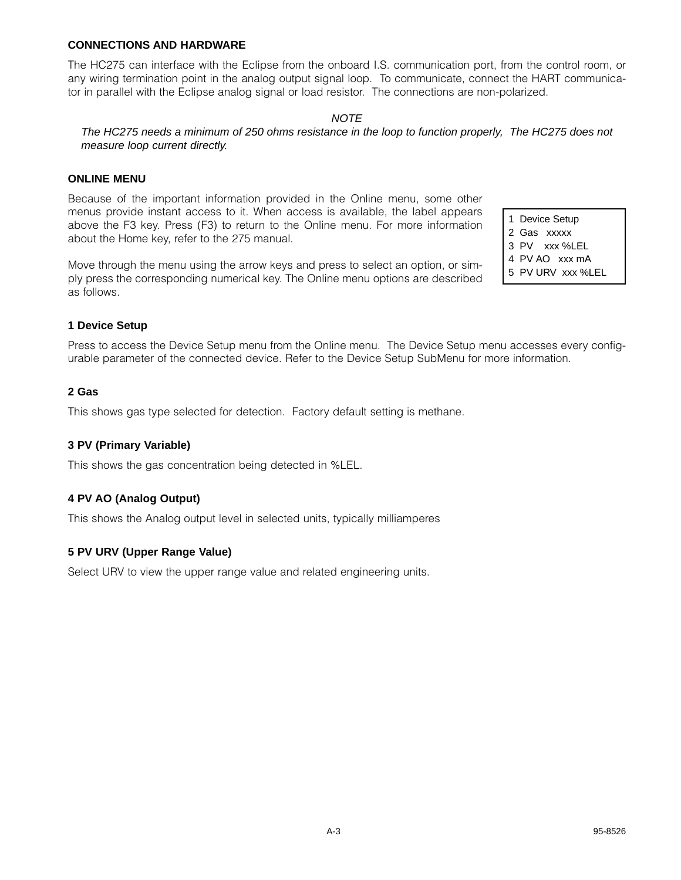## CONNECTIONS AND HARDWARE

The HC275 can interface with the Eclipse from the onboard I.S. communication port, from the control room, or any wiring termination point in the analog output signal loop. To communicate, connect the HART communicator in parallel with the Eclipse analog signal or load resistor. The connections are non-polarized.

*NOTE*

*The HC275 needs a minimum of 250 ohms resistance in the loop to function properly, The HC275 does not measure loop current directly.*

## ONLINE MENU

Because of the important information provided in the Online menu, some other menus provide instant access to it. When access is available, the label appears above the F3 key. Press (F3) to return to the Online menu. For more information about the Home key, refer to the 275 manual.

Move through the menu using the arrow keys and press to select an option, or simply press the corresponding numerical key. The Online menu options are described as follows.

```
1 Device Setup
2 Gas   xxxxx
3 PV    xxx %LEL
4 PV AO   xxx mA
5 PV URV  xxx %LEL
```

### 1 Device Setup

Press to access the Device Setup menu from the Online menu. The Device Setup menu accesses every configurable parameter of the connected device. Refer to the Device Setup SubMenu for more information.

### 2 Gas

This shows gas type selected for detection. Factory default setting is methane.

### 3 PV (Primary Variable)

This shows the gas concentration being detected in %LEL.

### 4 PV AO (Analog Output)

This shows the Analog output level in selected units, typically milliamperes

### 5 PV URV (Upper Range Value)

Select URV to view the upper range value and related engineering units.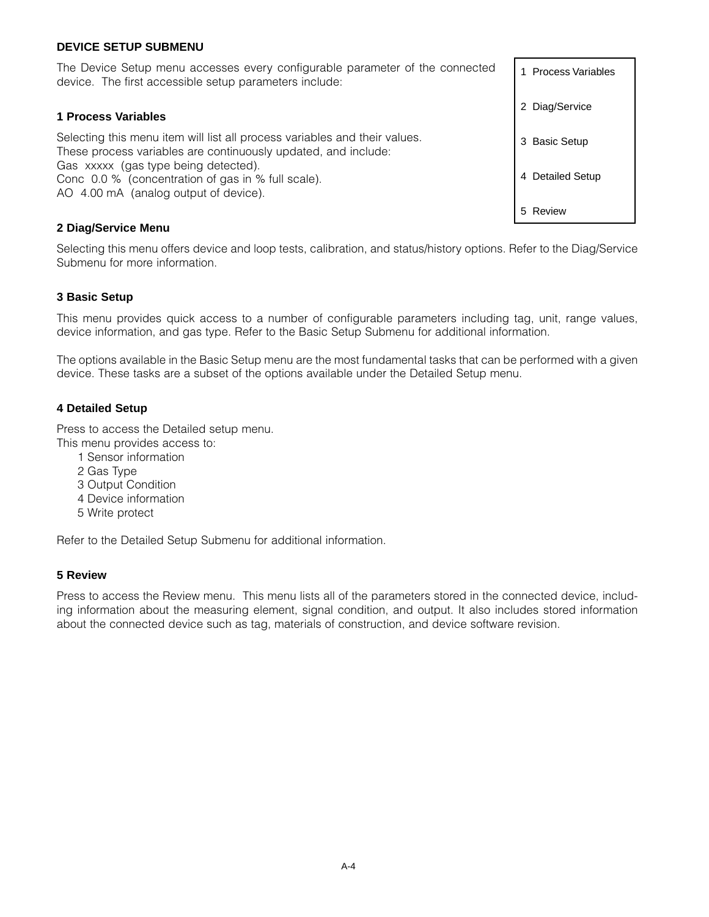## DEVICE SETUP SUBMENU

The Device Setup menu accesses every configurable parameter of the connected device. The first accessible setup parameters include:

1 Process Variables

2 Diag/Service

3 Basic Setup

4 Detailed Setup

5 Review

### 1 Process Variables

Selecting this menu item will list all process variables and their values. These process variables are continuously updated, and include:
Gas xxxxx (gas type being detected).
Conc 0.0 % (concentration of gas in % full scale).
AO 4.00 mA (analog output of device).

### 2 Diag/Service Menu

Selecting this menu offers device and loop tests, calibration, and status/history options. Refer to the Diag/Service Submenu for more information.

### 3 Basic Setup

This menu provides quick access to a number of configurable parameters including tag, unit, range values, device information, and gas type. Refer to the Basic Setup Submenu for additional information.

The options available in the Basic Setup menu are the most fundamental tasks that can be performed with a given device. These tasks are a subset of the options available under the Detailed Setup menu.

### 4 Detailed Setup

Press to access the Detailed setup menu.
This menu provides access to:

1 Sensor information
2 Gas Type
3 Output Condition
4 Device information
5 Write protect

Refer to the Detailed Setup Submenu for additional information.

### 5 Review

Press to access the Review menu. This menu lists all of the parameters stored in the connected device, including information about the measuring element, signal condition, and output. It also includes stored information about the connected device such as tag, materials of construction, and device software revision.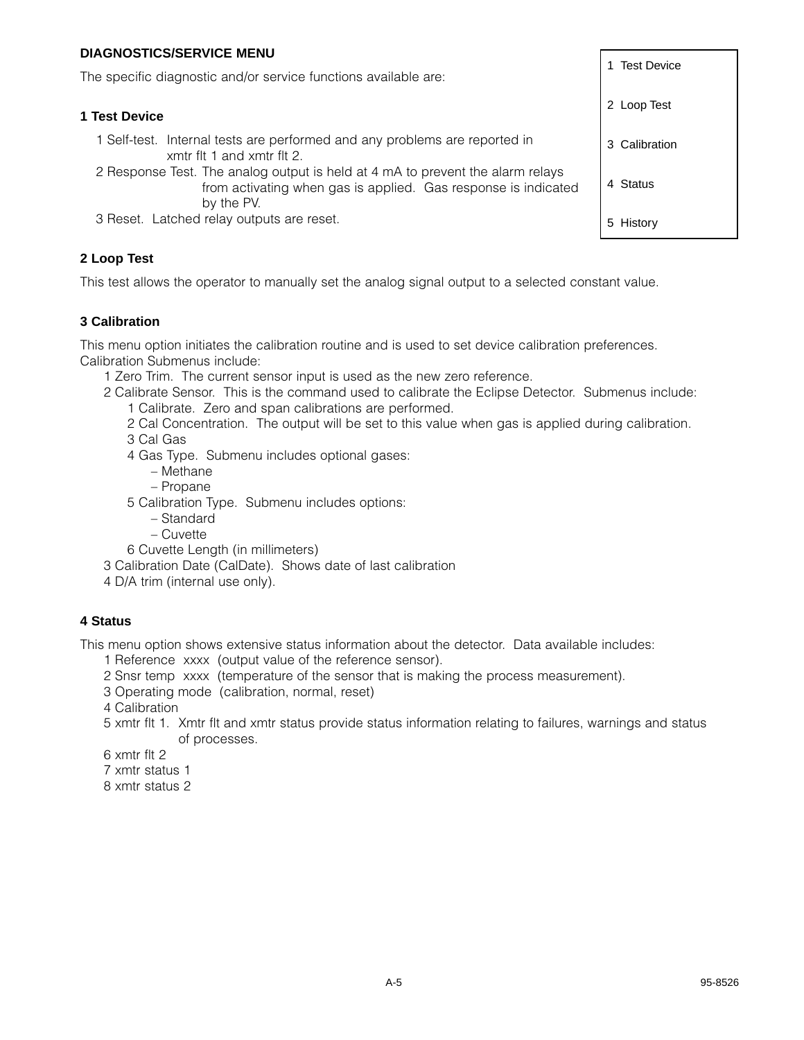## DIAGNOSTICS/SERVICE MENU

The specific diagnostic and/or service functions available are:

| |
|---|
| 1 Test Device |
| 2 Loop Test |
| 3 Calibration |
| 4 Status |
| 5 History |

### 1 Test Device

- 1 Self-test. Internal tests are performed and any problems are reported in xmtr flt 1 and xmtr flt 2.
- 2 Response Test. The analog output is held at 4 mA to prevent the alarm relays from activating when gas is applied. Gas response is indicated by the PV.
- 3 Reset. Latched relay outputs are reset.

### 2 Loop Test

This test allows the operator to manually set the analog signal output to a selected constant value.

### 3 Calibration

This menu option initiates the calibration routine and is used to set device calibration preferences. Calibration Submenus include:

- 1 Zero Trim. The current sensor input is used as the new zero reference.
- 2 Calibrate Sensor. This is the command used to calibrate the Eclipse Detector. Submenus include:
  - 1 Calibrate. Zero and span calibrations are performed.
  - 2 Cal Concentration. The output will be set to this value when gas is applied during calibration.
  - 3 Cal Gas
  - 4 Gas Type. Submenu includes optional gases:
    - – Methane
    - – Propane
  - 5 Calibration Type. Submenu includes options:
    - – Standard
    - – Cuvette
  - 6 Cuvette Length (in millimeters)
- 3 Calibration Date (CalDate). Shows date of last calibration
- 4 D/A trim (internal use only).

### 4 Status

This menu option shows extensive status information about the detector. Data available includes:

- 1 Reference xxxx (output value of the reference sensor).
- 2 Snsr temp xxxx (temperature of the sensor that is making the process measurement).
- 3 Operating mode (calibration, normal, reset)
- 4 Calibration
- 5 xmtr flt 1. Xmtr flt and xmtr status provide status information relating to failures, warnings and status of processes.
- 6 xmtr flt 2
- 7 xmtr status 1
- 8 xmtr status 2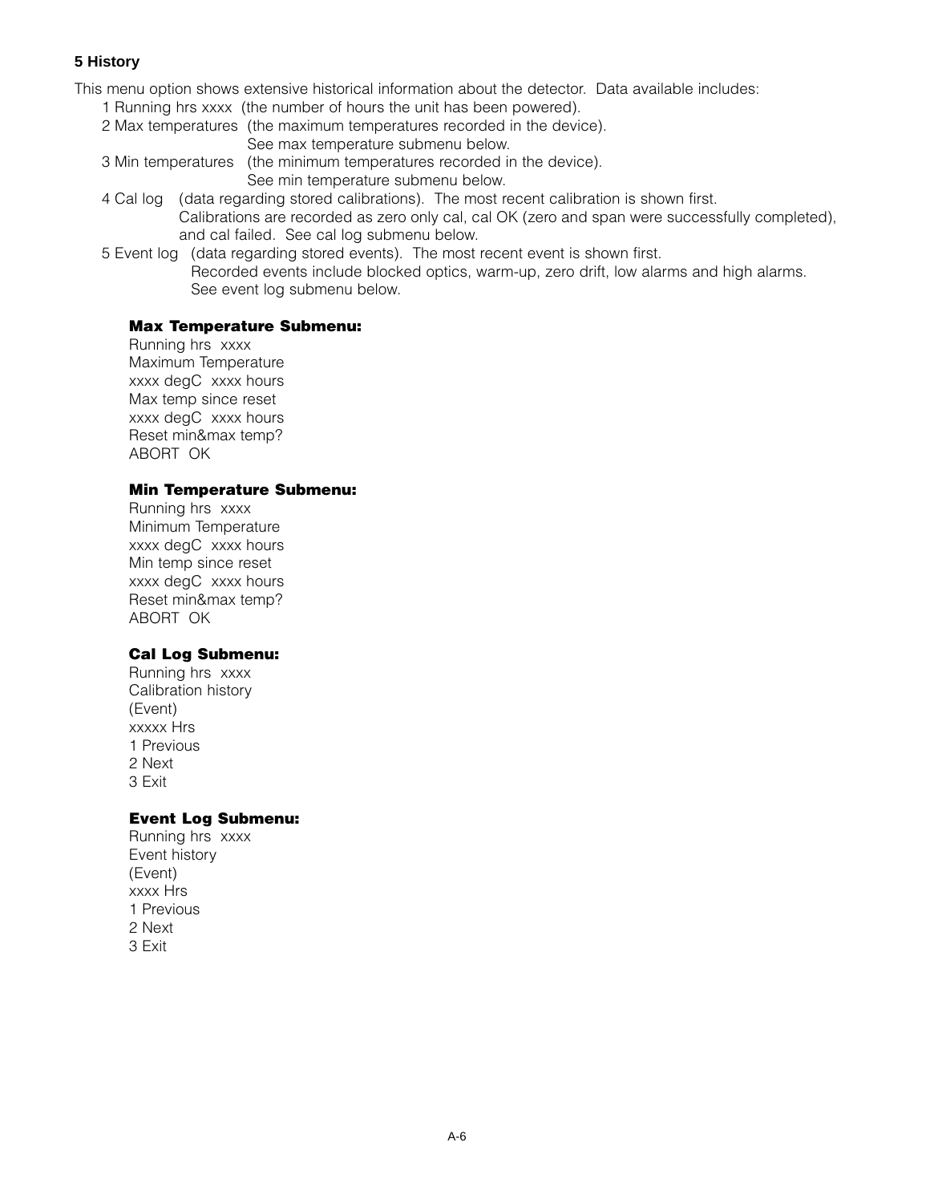### 5 History

This menu option shows extensive historical information about the detector. Data available includes:

1 Running hrs xxxx (the number of hours the unit has been powered).

2 Max temperatures (the maximum temperatures recorded in the device).
See max temperature submenu below.

3 Min temperatures (the minimum temperatures recorded in the device).
See min temperature submenu below.

4 Cal log (data regarding stored calibrations). The most recent calibration is shown first.
Calibrations are recorded as zero only cal, cal OK (zero and span were successfully completed), and cal failed. See cal log submenu below.

5 Event log (data regarding stored events). The most recent event is shown first.
Recorded events include blocked optics, warm-up, zero drift, low alarms and high alarms.
See event log submenu below.

**Max Temperature Submenu:**

Running hrs xxxx
Maximum Temperature
xxxx degC xxxx hours
Max temp since reset
xxxx degC xxxx hours
Reset min&max temp?
ABORT OK

**Min Temperature Submenu:**

Running hrs xxxx
Minimum Temperature
xxxx degC xxxx hours
Min temp since reset
xxxx degC xxxx hours
Reset min&max temp?
ABORT OK

**Cal Log Submenu:**

Running hrs xxxx
Calibration history
(Event)
xxxxx Hrs
1 Previous
2 Next
3 Exit

**Event Log Submenu:**

Running hrs xxxx
Event history
(Event)
xxxx Hrs
1 Previous
2 Next
3 Exit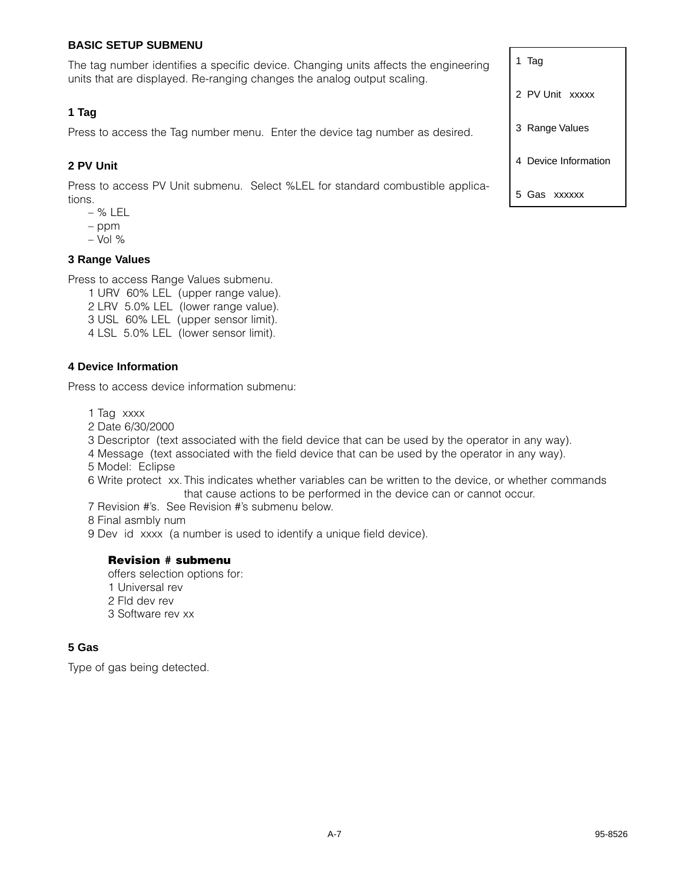## BASIC SETUP SUBMENU

The tag number identifies a specific device. Changing units affects the engineering units that are displayed. Re-ranging changes the analog output scaling.

| 1 Tag |
|---|
| 2 PV Unit xxxxx |
| 3 Range Values |
| 4 Device Information |
| 5 Gas xxxxxx |

### 1 Tag

Press to access the Tag number menu. Enter the device tag number as desired.

### 2 PV Unit

Press to access PV Unit submenu. Select %LEL for standard combustible applications.

- % LEL
- ppm
- Vol %

### 3 Range Values

Press to access Range Values submenu.

1 URV 60% LEL (upper range value).
2 LRV 5.0% LEL (lower range value).
3 USL 60% LEL (upper sensor limit).
4 LSL 5.0% LEL (lower sensor limit).

### 4 Device Information

Press to access device information submenu:

1 Tag xxxx
2 Date 6/30/2000
3 Descriptor (text associated with the field device that can be used by the operator in any way).
4 Message (text associated with the field device that can be used by the operator in any way).
5 Model: Eclipse
6 Write protect xx. This indicates whether variables can be written to the device, or whether commands that cause actions to be performed in the device can or cannot occur.
7 Revision #'s. See Revision #'s submenu below.
8 Final asmbly num
9 Dev id xxxx (a number is used to identify a unique field device).

**Revision # submenu**
offers selection options for:
1 Universal rev
2 Fld dev rev
3 Software rev xx

### 5 Gas

Type of gas being detected.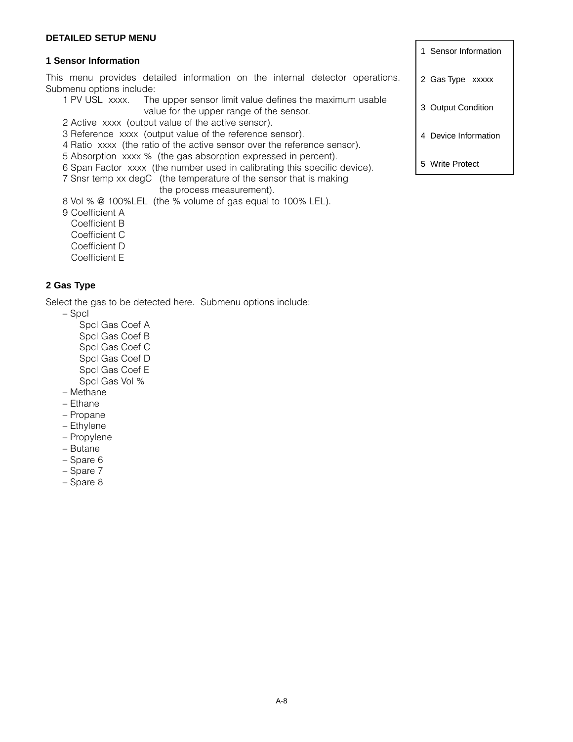## DETAILED SETUP MENU

### 1 Sensor Information

This menu provides detailed information on the internal detector operations. Submenu options include:

1 PV USL xxxx. The upper sensor limit value defines the maximum usable value for the upper range of the sensor.
2 Active xxxx (output value of the active sensor).
3 Reference xxxx (output value of the reference sensor).
4 Ratio xxxx (the ratio of the active sensor over the reference sensor).
5 Absorption xxxx % (the gas absorption expressed in percent).
6 Span Factor xxxx (the number used in calibrating this specific device).
7 Snsr temp xx degC (the temperature of the sensor that is making the process measurement).
8 Vol % @ 100%LEL (the % volume of gas equal to 100% LEL).
9 Coefficient A
  Coefficient B
  Coefficient C
  Coefficient D
  Coefficient E

### 2 Gas Type

Select the gas to be detected here. Submenu options include:

- Spcl
  - Spcl Gas Coef A
  - Spcl Gas Coef B
  - Spcl Gas Coef C
  - Spcl Gas Coef D
  - Spcl Gas Coef E
  - Spcl Gas Vol %
- Methane
- Ethane
- Propane
- Ethylene
- Propylene
- Butane
- Spare 6
- Spare 7
- Spare 8

| |
|---|
| 1 Sensor Information |
| 2 Gas Type xxxxx |
| 3 Output Condition |
| 4 Device Information |
| 5 Write Protect |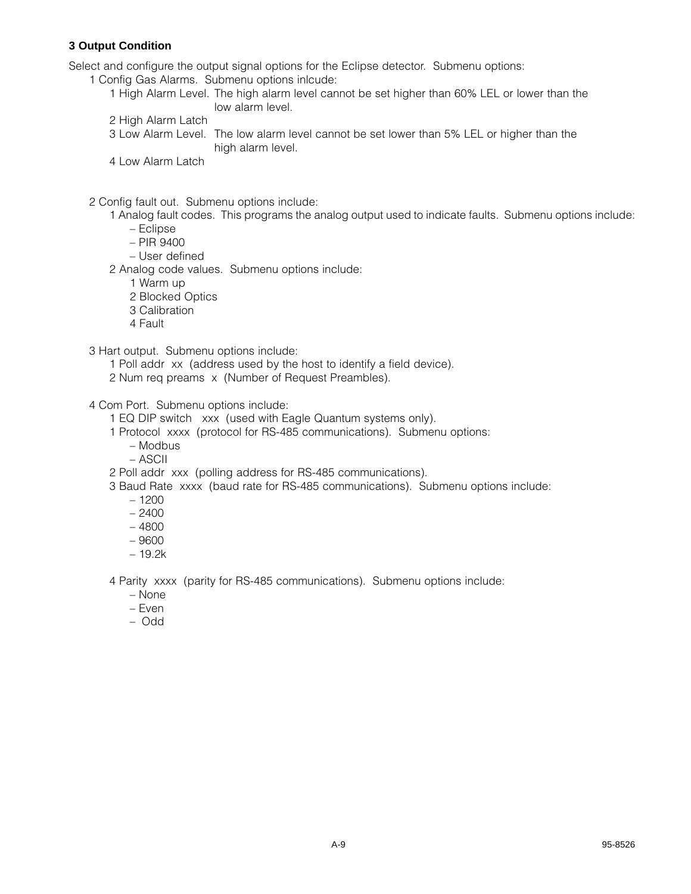### 3 Output Condition

Select and configure the output signal options for the Eclipse detector. Submenu options:

- 1 Config Gas Alarms. Submenu options inlcude:
  - 1 High Alarm Level. The high alarm level cannot be set higher than 60% LEL or lower than the low alarm level.
  - 2 High Alarm Latch
  - 3 Low Alarm Level. The low alarm level cannot be set lower than 5% LEL or higher than the high alarm level.
  - 4 Low Alarm Latch

- 2 Config fault out. Submenu options include:
  - 1 Analog fault codes. This programs the analog output used to indicate faults. Submenu options include:
    - – Eclipse
    - – PIR 9400
    - – User defined
  - 2 Analog code values. Submenu options include:
    - 1 Warm up
    - 2 Blocked Optics
    - 3 Calibration
    - 4 Fault

- 3 Hart output. Submenu options include:
  - 1 Poll addr xx (address used by the host to identify a field device).
  - 2 Num req preams x (Number of Request Preambles).

- 4 Com Port. Submenu options include:
  - 1 EQ DIP switch xxx (used with Eagle Quantum systems only).
  - 1 Protocol xxxx (protocol for RS-485 communications). Submenu options:
    - – Modbus
    - – ASCII
  - 2 Poll addr xxx (polling address for RS-485 communications).
  - 3 Baud Rate xxxx (baud rate for RS-485 communications). Submenu options include:
    - – 1200
    - – 2400
    - – 4800
    - – 9600
    - – 19.2k
  - 4 Parity xxxx (parity for RS-485 communications). Submenu options include:
    - – None
    - – Even
    - – Odd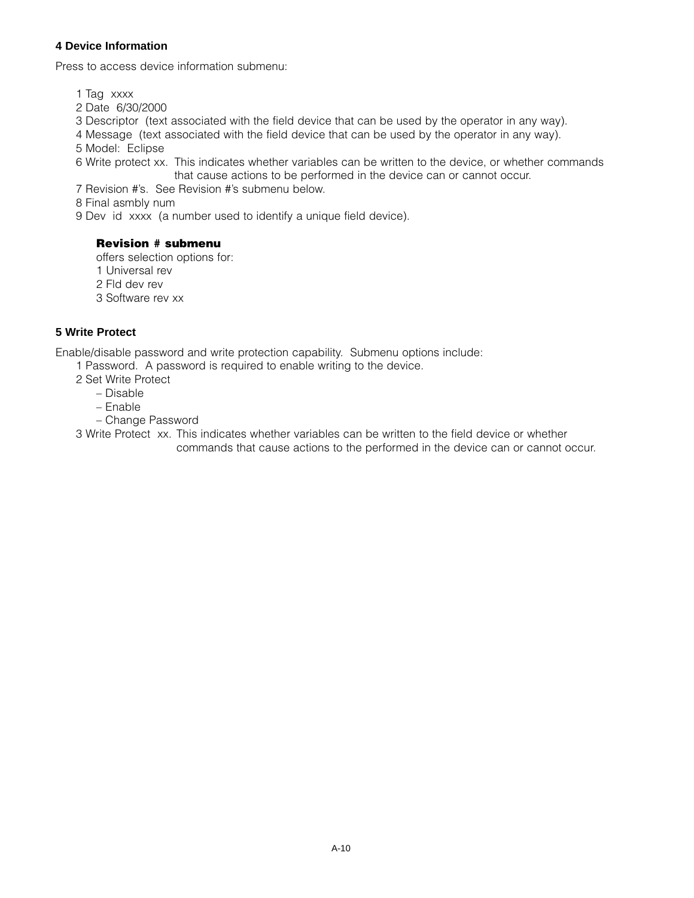### 4 Device Information

Press to access device information submenu:

1 Tag  xxxx
2 Date  6/30/2000
3 Descriptor  (text associated with the field device that can be used by the operator in any way).
4 Message  (text associated with the field device that can be used by the operator in any way).
5 Model:  Eclipse
6 Write protect xx.  This indicates whether variables can be written to the device, or whether commands that cause actions to be performed in the device can or cannot occur.
7 Revision #'s.  See Revision #'s submenu below.
8 Final asmbly num
9 Dev  id  xxxx  (a number used to identify a unique field device).

**Revision # submenu**

offers selection options for:

1 Universal rev
2 Fld dev rev
3 Software rev xx

### 5 Write Protect

Enable/disable password and write protection capability.  Submenu options include:

1 Password.  A password is required to enable writing to the device.
2 Set Write Protect
   – Disable
   – Enable
   – Change Password
3 Write Protect  xx. This indicates whether variables can be written to the field device or whether commands that cause actions to the performed in the device can or cannot occur.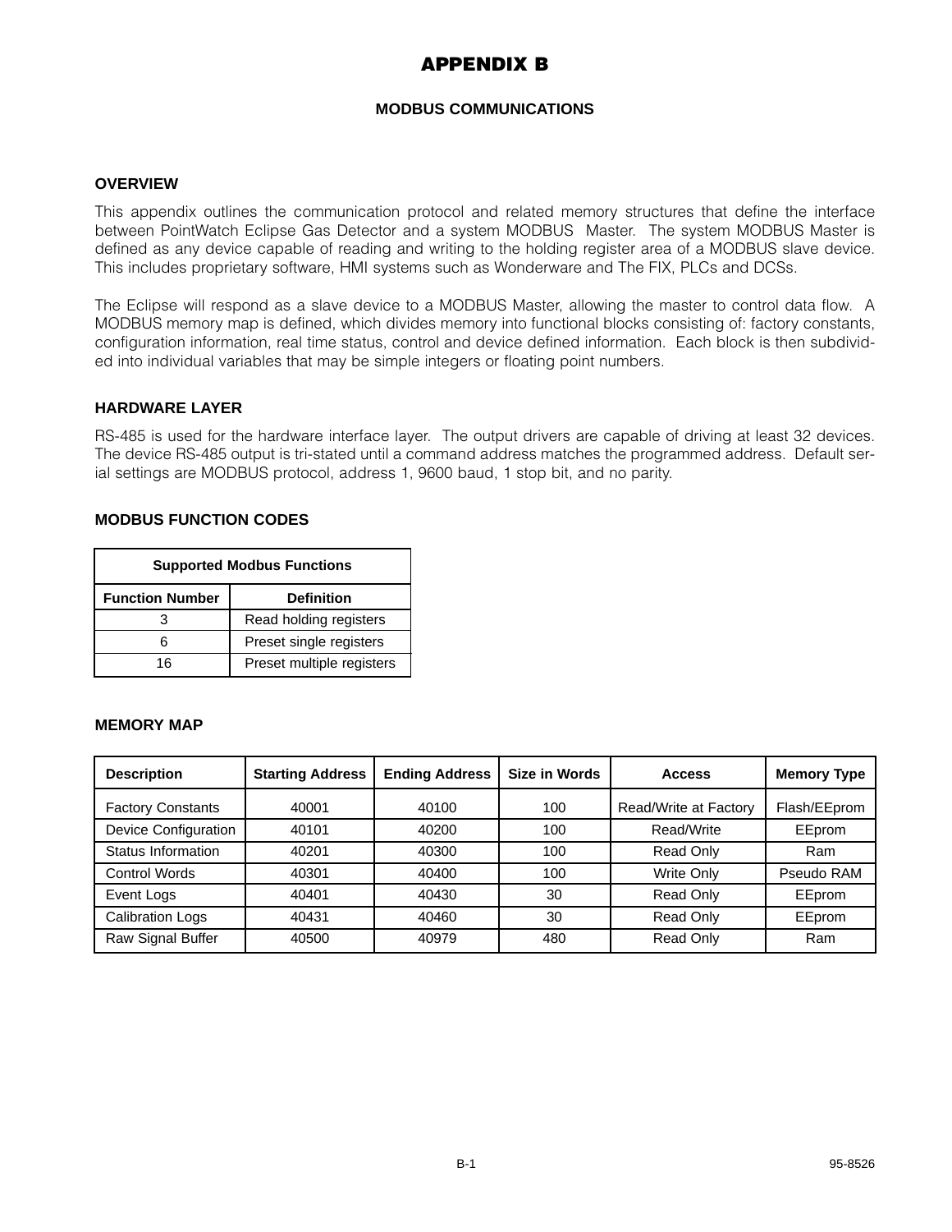# APPENDIX B

## MODBUS COMMUNICATIONS

### OVERVIEW

This appendix outlines the communication protocol and related memory structures that define the interface between PointWatch Eclipse Gas Detector and a system MODBUS Master. The system MODBUS Master is defined as any device capable of reading and writing to the holding register area of a MODBUS slave device. This includes proprietary software, HMI systems such as Wonderware and The FIX, PLCs and DCSs.

The Eclipse will respond as a slave device to a MODBUS Master, allowing the master to control data flow. A MODBUS memory map is defined, which divides memory into functional blocks consisting of: factory constants, configuration information, real time status, control and device defined information. Each block is then subdivided into individual variables that may be simple integers or floating point numbers.

### HARDWARE LAYER

RS-485 is used for the hardware interface layer. The output drivers are capable of driving at least 32 devices. The device RS-485 output is tri-stated until a command address matches the programmed address. Default serial settings are MODBUS protocol, address 1, 9600 baud, 1 stop bit, and no parity.

### MODBUS FUNCTION CODES

| Supported Modbus Functions | |
|---|---|
| **Function Number** | **Definition** |
| 3 | Read holding registers |
| 6 | Preset single registers |
| 16 | Preset multiple registers |

### MEMORY MAP

| Description | Starting Address | Ending Address | Size in Words | Access | Memory Type |
|---|---|---|---|---|---|
| Factory Constants | 40001 | 40100 | 100 | Read/Write at Factory | Flash/EEprom |
| Device Configuration | 40101 | 40200 | 100 | Read/Write | EEprom |
| Status Information | 40201 | 40300 | 100 | Read Only | Ram |
| Control Words | 40301 | 40400 | 100 | Write Only | Pseudo RAM |
| Event Logs | 40401 | 40430 | 30 | Read Only | EEprom |
| Calibration Logs | 40431 | 40460 | 30 | Read Only | EEprom |
| Raw Signal Buffer | 40500 | 40979 | 480 | Read Only | Ram |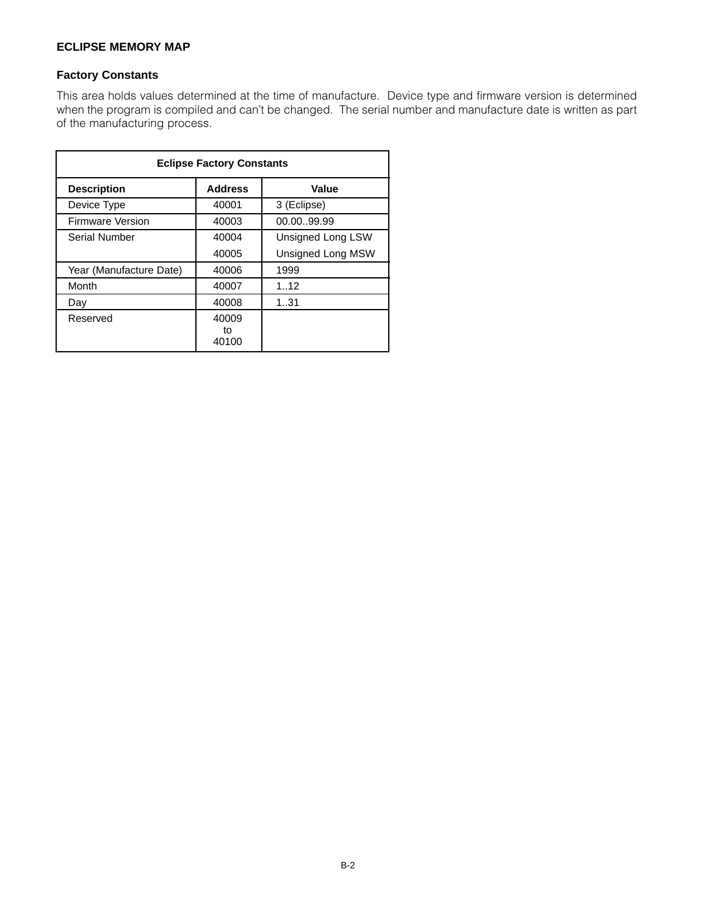## ECLIPSE MEMORY MAP

### Factory Constants

This area holds values determined at the time of manufacture. Device type and firmware version is determined when the program is compiled and can't be changed. The serial number and manufacture date is written as part of the manufacturing process.

| Eclipse Factory Constants | | |
|---|---|---|
| **Description** | **Address** | **Value** |
| Device Type | 40001 | 3 (Eclipse) |
| Firmware Version | 40003 | 00.00..99.99 |
| Serial Number | 40004 | Unsigned Long LSW |
| | 40005 | Unsigned Long MSW |
| Year (Manufacture Date) | 40006 | 1999 |
| Month | 40007 | 1..12 |
| Day | 40008 | 1..31 |
| Reserved | 40009 to 40100 | |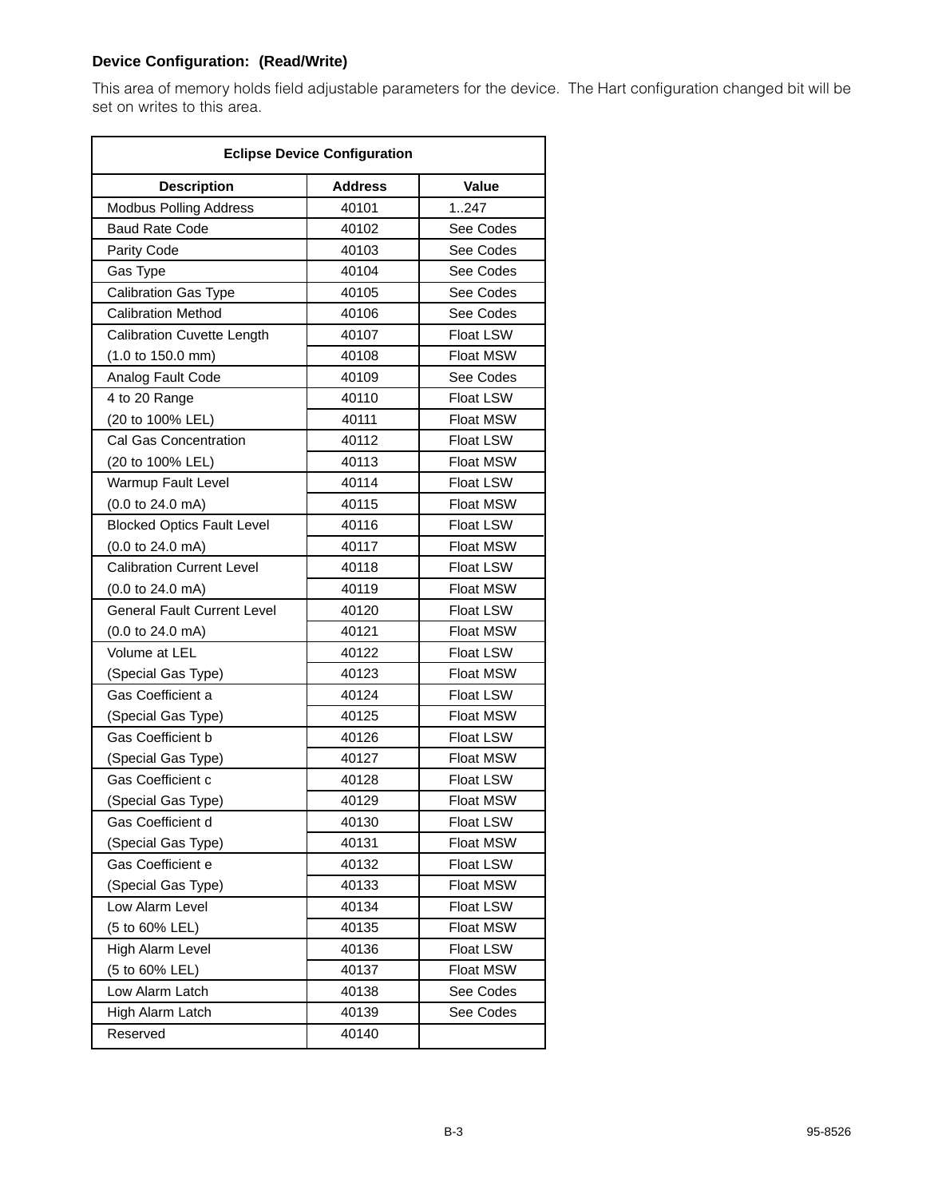**Device Configuration: (Read/Write)**

This area of memory holds field adjustable parameters for the device. The Hart configuration changed bit will be set on writes to this area.

| Eclipse Device Configuration | | |
|---|---|---|
| **Description** | **Address** | **Value** |
| Modbus Polling Address | 40101 | 1..247 |
| Baud Rate Code | 40102 | See Codes |
| Parity Code | 40103 | See Codes |
| Gas Type | 40104 | See Codes |
| Calibration Gas Type | 40105 | See Codes |
| Calibration Method | 40106 | See Codes |
| Calibration Cuvette Length | 40107 | Float LSW |
| (1.0 to 150.0 mm) | 40108 | Float MSW |
| Analog Fault Code | 40109 | See Codes |
| 4 to 20 Range | 40110 | Float LSW |
| (20 to 100% LEL) | 40111 | Float MSW |
| Cal Gas Concentration | 40112 | Float LSW |
| (20 to 100% LEL) | 40113 | Float MSW |
| Warmup Fault Level | 40114 | Float LSW |
| (0.0 to 24.0 mA) | 40115 | Float MSW |
| Blocked Optics Fault Level | 40116 | Float LSW |
| (0.0 to 24.0 mA) | 40117 | Float MSW |
| Calibration Current Level | 40118 | Float LSW |
| (0.0 to 24.0 mA) | 40119 | Float MSW |
| General Fault Current Level | 40120 | Float LSW |
| (0.0 to 24.0 mA) | 40121 | Float MSW |
| Volume at LEL | 40122 | Float LSW |
| (Special Gas Type) | 40123 | Float MSW |
| Gas Coefficient a | 40124 | Float LSW |
| (Special Gas Type) | 40125 | Float MSW |
| Gas Coefficient b | 40126 | Float LSW |
| (Special Gas Type) | 40127 | Float MSW |
| Gas Coefficient c | 40128 | Float LSW |
| (Special Gas Type) | 40129 | Float MSW |
| Gas Coefficient d | 40130 | Float LSW |
| (Special Gas Type) | 40131 | Float MSW |
| Gas Coefficient e | 40132 | Float LSW |
| (Special Gas Type) | 40133 | Float MSW |
| Low Alarm Level | 40134 | Float LSW |
| (5 to 60% LEL) | 40135 | Float MSW |
| High Alarm Level | 40136 | Float LSW |
| (5 to 60% LEL) | 40137 | Float MSW |
| Low Alarm Latch | 40138 | See Codes |
| High Alarm Latch | 40139 | See Codes |
| Reserved | 40140 | |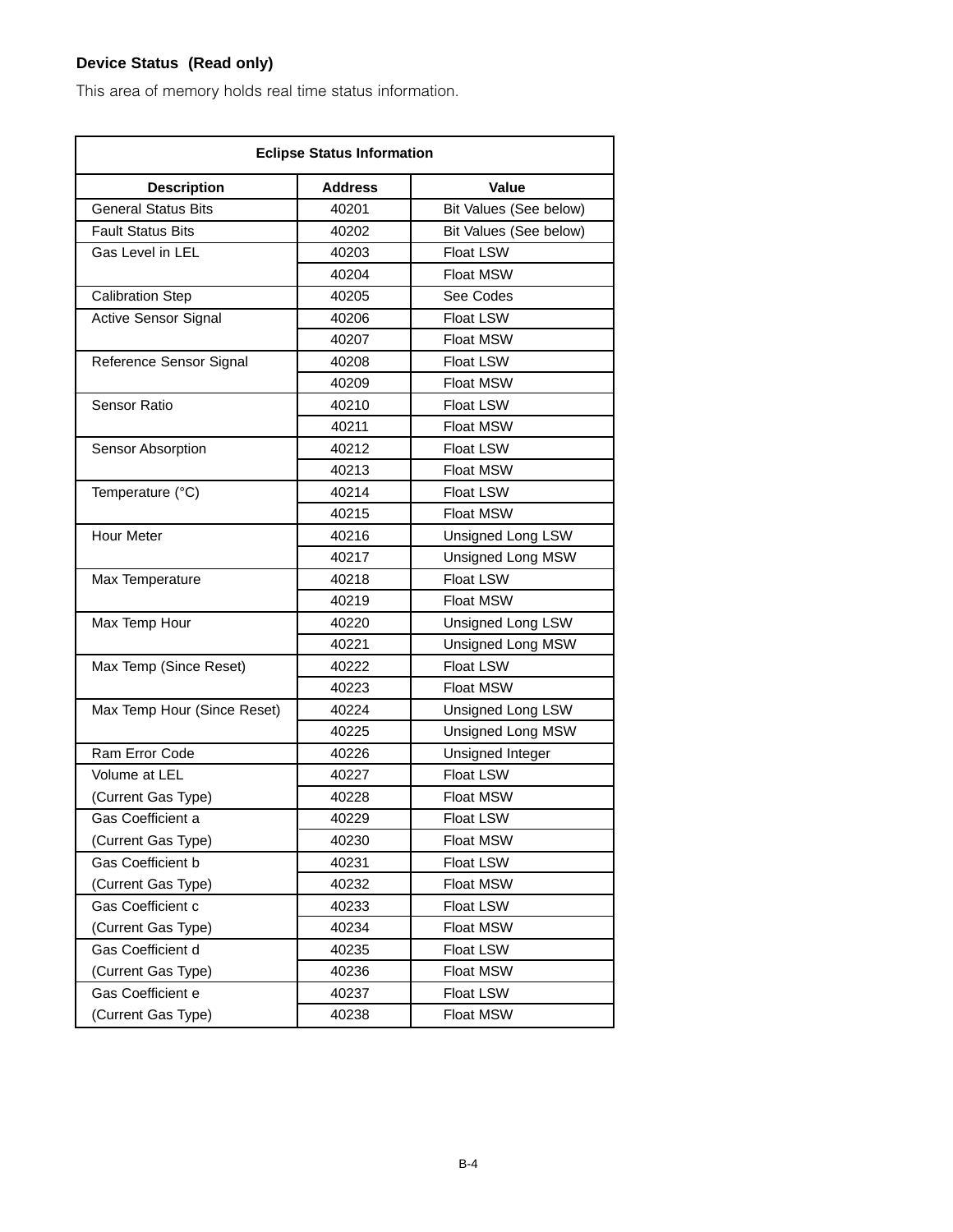**Device Status (Read only)**

This area of memory holds real time status information.

| Eclipse Status Information | | |
|---|---|---|
| **Description** | **Address** | **Value** |
| General Status Bits | 40201 | Bit Values (See below) |
| Fault Status Bits | 40202 | Bit Values (See below) |
| Gas Level in LEL | 40203 | Float LSW |
| | 40204 | Float MSW |
| Calibration Step | 40205 | See Codes |
| Active Sensor Signal | 40206 | Float LSW |
| | 40207 | Float MSW |
| Reference Sensor Signal | 40208 | Float LSW |
| | 40209 | Float MSW |
| Sensor Ratio | 40210 | Float LSW |
| | 40211 | Float MSW |
| Sensor Absorption | 40212 | Float LSW |
| | 40213 | Float MSW |
| Temperature (°C) | 40214 | Float LSW |
| | 40215 | Float MSW |
| Hour Meter | 40216 | Unsigned Long LSW |
| | 40217 | Unsigned Long MSW |
| Max Temperature | 40218 | Float LSW |
| | 40219 | Float MSW |
| Max Temp Hour | 40220 | Unsigned Long LSW |
| | 40221 | Unsigned Long MSW |
| Max Temp (Since Reset) | 40222 | Float LSW |
| | 40223 | Float MSW |
| Max Temp Hour (Since Reset) | 40224 | Unsigned Long LSW |
| | 40225 | Unsigned Long MSW |
| Ram Error Code | 40226 | Unsigned Integer |
| Volume at LEL | 40227 | Float LSW |
| (Current Gas Type) | 40228 | Float MSW |
| Gas Coefficient a | 40229 | Float LSW |
| (Current Gas Type) | 40230 | Float MSW |
| Gas Coefficient b | 40231 | Float LSW |
| (Current Gas Type) | 40232 | Float MSW |
| Gas Coefficient c | 40233 | Float LSW |
| (Current Gas Type) | 40234 | Float MSW |
| Gas Coefficient d | 40235 | Float LSW |
| (Current Gas Type) | 40236 | Float MSW |
| Gas Coefficient e | 40237 | Float LSW |
| (Current Gas Type) | 40238 | Float MSW |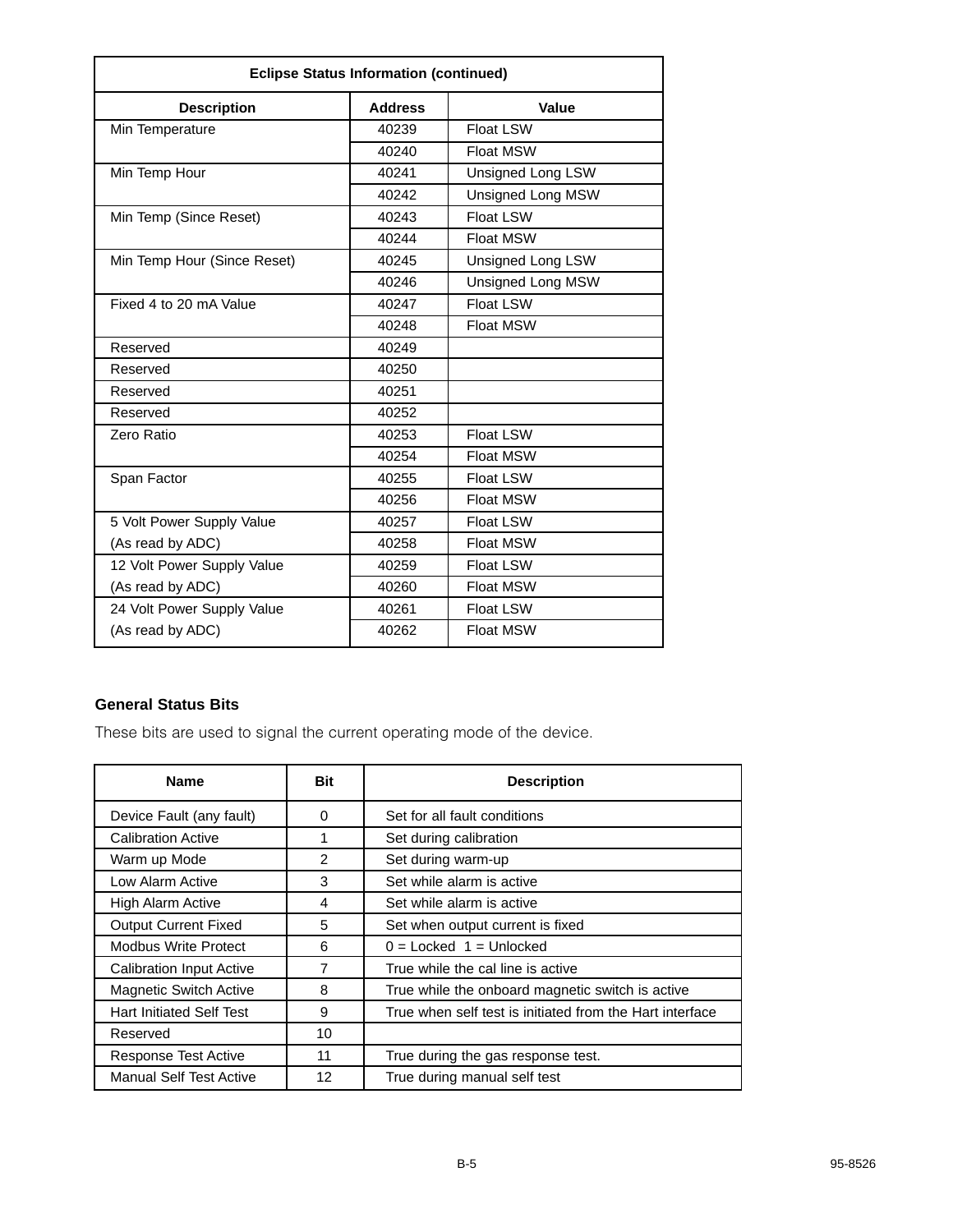| Eclipse Status Information (continued) | | |
|---|---|---|
| **Description** | **Address** | **Value** |
| Min Temperature | 40239 | Float LSW |
| | 40240 | Float MSW |
| Min Temp Hour | 40241 | Unsigned Long LSW |
| | 40242 | Unsigned Long MSW |
| Min Temp (Since Reset) | 40243 | Float LSW |
| | 40244 | Float MSW |
| Min Temp Hour (Since Reset) | 40245 | Unsigned Long LSW |
| | 40246 | Unsigned Long MSW |
| Fixed 4 to 20 mA Value | 40247 | Float LSW |
| | 40248 | Float MSW |
| Reserved | 40249 | |
| Reserved | 40250 | |
| Reserved | 40251 | |
| Reserved | 40252 | |
| Zero Ratio | 40253 | Float LSW |
| | 40254 | Float MSW |
| Span Factor | 40255 | Float LSW |
| | 40256 | Float MSW |
| 5 Volt Power Supply Value (As read by ADC) | 40257 | Float LSW |
| | 40258 | Float MSW |
| 12 Volt Power Supply Value (As read by ADC) | 40259 | Float LSW |
| | 40260 | Float MSW |
| 24 Volt Power Supply Value (As read by ADC) | 40261 | Float LSW |
| | 40262 | Float MSW |

### General Status Bits

These bits are used to signal the current operating mode of the device.

| Name | Bit | Description |
|---|---|---|
| Device Fault (any fault) | 0 | Set for all fault conditions |
| Calibration Active | 1 | Set during calibration |
| Warm up Mode | 2 | Set during warm-up |
| Low Alarm Active | 3 | Set while alarm is active |
| High Alarm Active | 4 | Set while alarm is active |
| Output Current Fixed | 5 | Set when output current is fixed |
| Modbus Write Protect | 6 | 0 = Locked 1 = Unlocked |
| Calibration Input Active | 7 | True while the cal line is active |
| Magnetic Switch Active | 8 | True while the onboard magnetic switch is active |
| Hart Initiated Self Test | 9 | True when self test is initiated from the Hart interface |
| Reserved | 10 | |
| Response Test Active | 11 | True during the gas response test. |
| Manual Self Test Active | 12 | True during manual self test |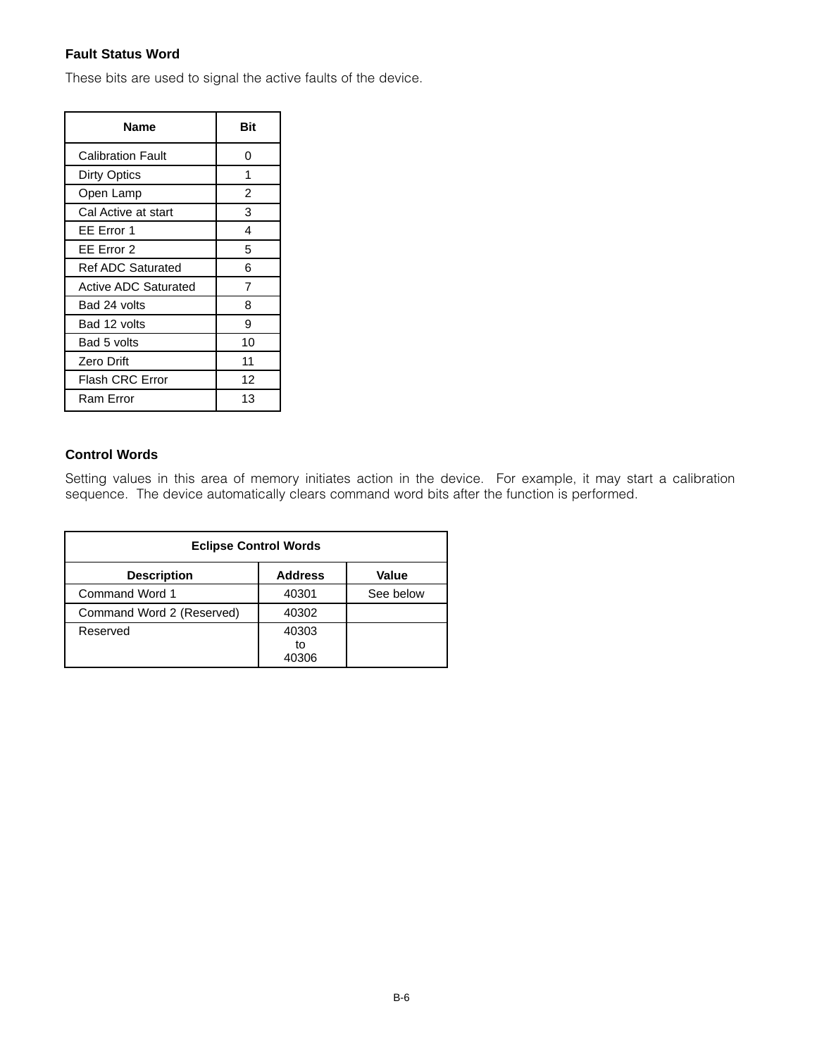### Fault Status Word

These bits are used to signal the active faults of the device.

| Name | Bit |
|---|---|
| Calibration Fault | 0 |
| Dirty Optics | 1 |
| Open Lamp | 2 |
| Cal Active at start | 3 |
| EE Error 1 | 4 |
| EE Error 2 | 5 |
| Ref ADC Saturated | 6 |
| Active ADC Saturated | 7 |
| Bad 24 volts | 8 |
| Bad 12 volts | 9 |
| Bad 5 volts | 10 |
| Zero Drift | 11 |
| Flash CRC Error | 12 |
| Ram Error | 13 |

### Control Words

Setting values in this area of memory initiates action in the device. For example, it may start a calibration sequence. The device automatically clears command word bits after the function is performed.

| Eclipse Control Words | | |
|---|---|---|
| **Description** | **Address** | **Value** |
| Command Word 1 | 40301 | See below |
| Command Word 2 (Reserved) | 40302 | |
| Reserved | 40303 to 40306 | |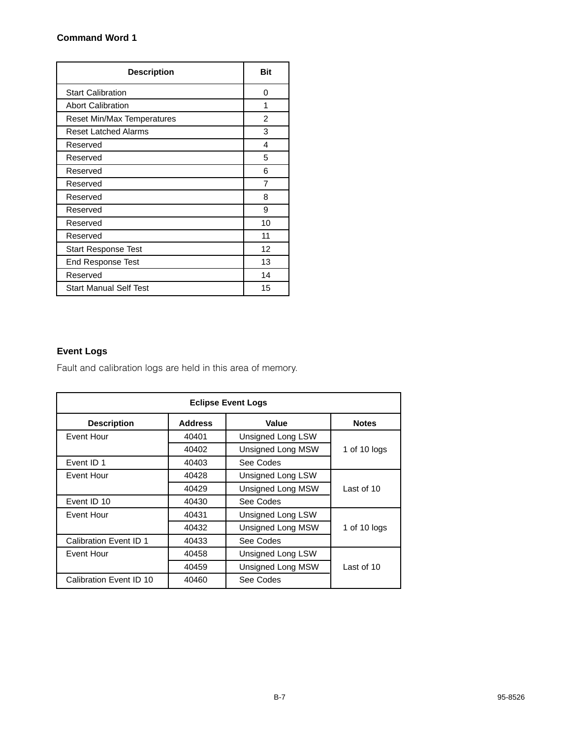### Command Word 1

| Description | Bit |
|---|---|
| Start Calibration | 0 |
| Abort Calibration | 1 |
| Reset Min/Max Temperatures | 2 |
| Reset Latched Alarms | 3 |
| Reserved | 4 |
| Reserved | 5 |
| Reserved | 6 |
| Reserved | 7 |
| Reserved | 8 |
| Reserved | 9 |
| Reserved | 10 |
| Reserved | 11 |
| Start Response Test | 12 |
| End Response Test | 13 |
| Reserved | 14 |
| Start Manual Self Test | 15 |

### Event Logs

Fault and calibration logs are held in this area of memory.

| Eclipse Event Logs | | | |
|---|---|---|---|
| **Description** | **Address** | **Value** | **Notes** |
| Event Hour | 40401 | Unsigned Long LSW | 1 of 10 logs |
| | 40402 | Unsigned Long MSW | |
| Event ID 1 | 40403 | See Codes | |
| Event Hour | 40428 | Unsigned Long LSW | Last of 10 |
| | 40429 | Unsigned Long MSW | |
| Event ID 10 | 40430 | See Codes | |
| Event Hour | 40431 | Unsigned Long LSW | 1 of 10 logs |
| | 40432 | Unsigned Long MSW | |
| Calibration Event ID 1 | 40433 | See Codes | |
| Event Hour | 40458 | Unsigned Long LSW | Last of 10 |
| | 40459 | Unsigned Long MSW | |
| Calibration Event ID 10 | 40460 | See Codes | |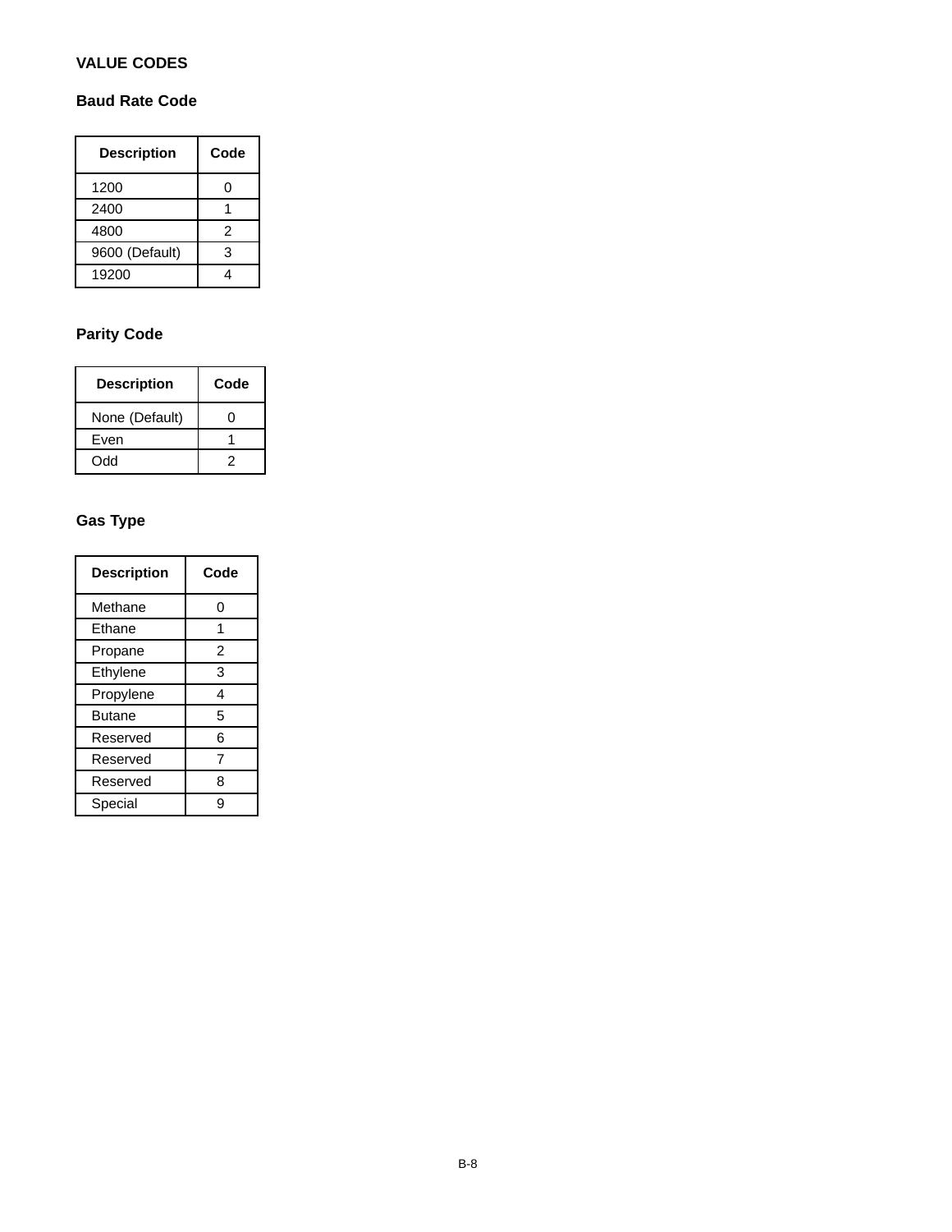## VALUE CODES

### Baud Rate Code

| Description | Code |
|---|---|
| 1200 | 0 |
| 2400 | 1 |
| 4800 | 2 |
| 9600 (Default) | 3 |
| 19200 | 4 |

### Parity Code

| Description | Code |
|---|---|
| None (Default) | 0 |
| Even | 1 |
| Odd | 2 |

### Gas Type

| Description | Code |
|---|---|
| Methane | 0 |
| Ethane | 1 |
| Propane | 2 |
| Ethylene | 3 |
| Propylene | 4 |
| Butane | 5 |
| Reserved | 6 |
| Reserved | 7 |
| Reserved | 8 |
| Special | 9 |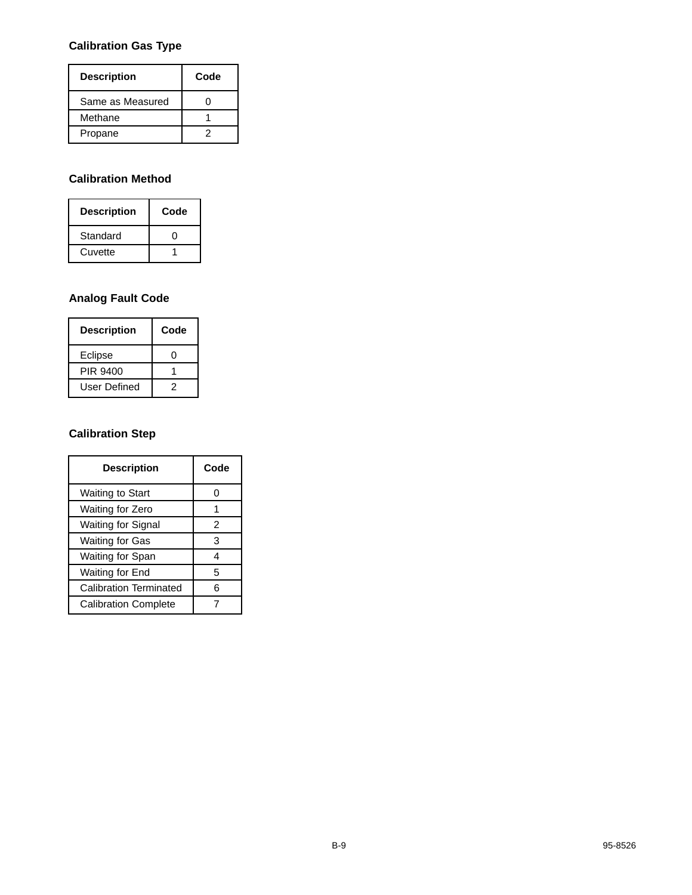### Calibration Gas Type

| Description | Code |
|---|---|
| Same as Measured | 0 |
| Methane | 1 |
| Propane | 2 |

### Calibration Method

| Description | Code |
|---|---|
| Standard | 0 |
| Cuvette | 1 |

### Analog Fault Code

| Description | Code |
|---|---|
| Eclipse | 0 |
| PIR 9400 | 1 |
| User Defined | 2 |

### Calibration Step

| Description | Code |
|---|---|
| Waiting to Start | 0 |
| Waiting for Zero | 1 |
| Waiting for Signal | 2 |
| Waiting for Gas | 3 |
| Waiting for Span | 4 |
| Waiting for End | 5 |
| Calibration Terminated | 6 |
| Calibration Complete | 7 |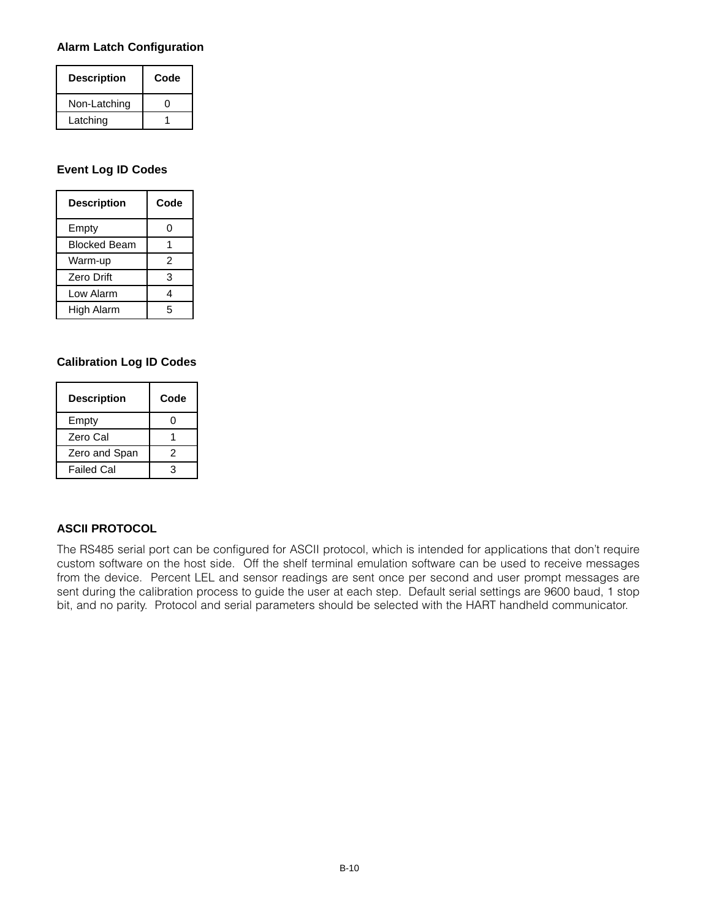### Alarm Latch Configuration

| Description | Code |
|---|---|
| Non-Latching | 0 |
| Latching | 1 |

### Event Log ID Codes

| Description | Code |
|---|---|
| Empty | 0 |
| Blocked Beam | 1 |
| Warm-up | 2 |
| Zero Drift | 3 |
| Low Alarm | 4 |
| High Alarm | 5 |

### Calibration Log ID Codes

| Description | Code |
|---|---|
| Empty | 0 |
| Zero Cal | 1 |
| Zero and Span | 2 |
| Failed Cal | 3 |

### ASCII PROTOCOL

The RS485 serial port can be configured for ASCII protocol, which is intended for applications that don't require custom software on the host side. Off the shelf terminal emulation software can be used to receive messages from the device. Percent LEL and sensor readings are sent once per second and user prompt messages are sent during the calibration process to guide the user at each step. Default serial settings are 9600 baud, 1 stop bit, and no parity. Protocol and serial parameters should be selected with the HART handheld communicator.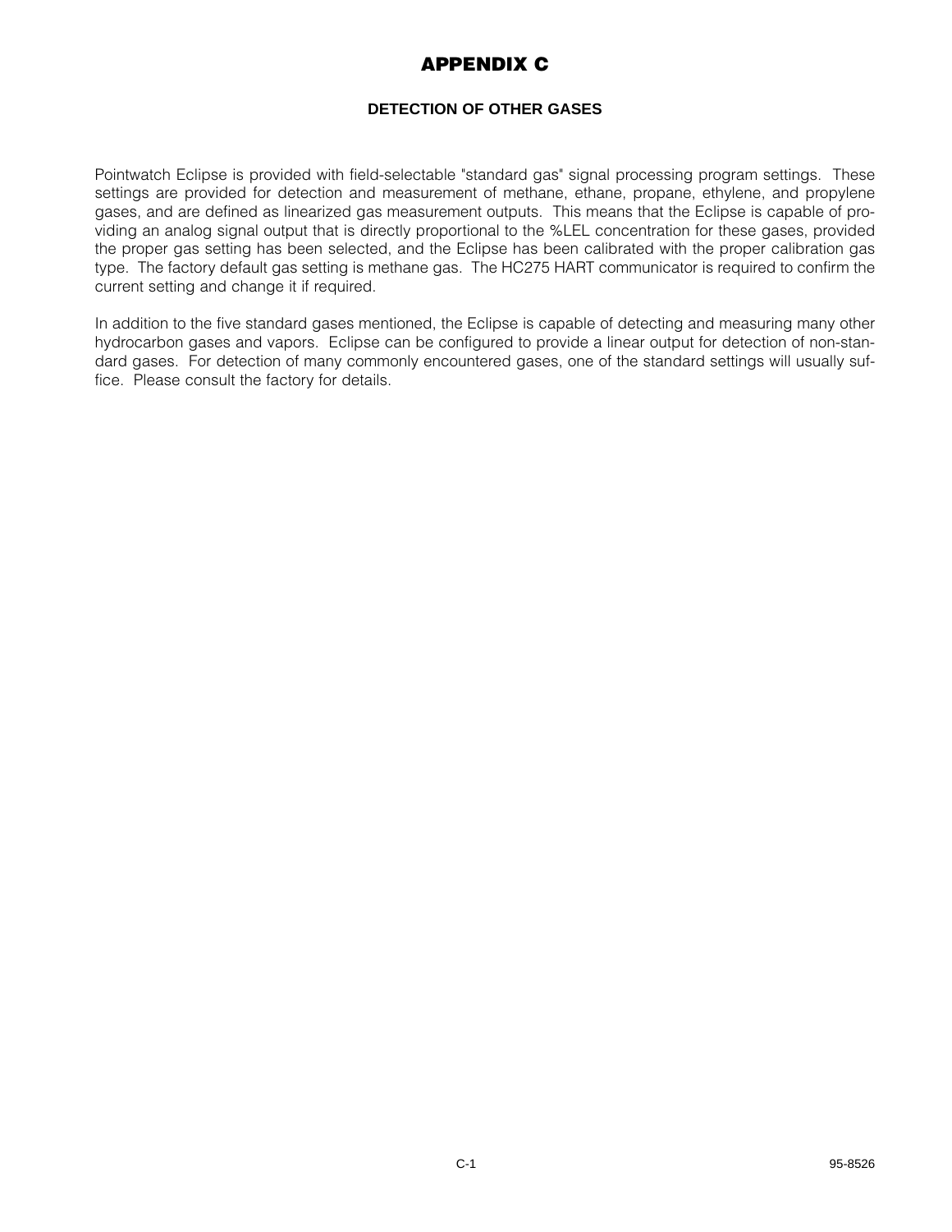# APPENDIX C

## DETECTION OF OTHER GASES

Pointwatch Eclipse is provided with field-selectable "standard gas" signal processing program settings. These settings are provided for detection and measurement of methane, ethane, propane, ethylene, and propylene gases, and are defined as linearized gas measurement outputs. This means that the Eclipse is capable of providing an analog signal output that is directly proportional to the %LEL concentration for these gases, provided the proper gas setting has been selected, and the Eclipse has been calibrated with the proper calibration gas type. The factory default gas setting is methane gas. The HC275 HART communicator is required to confirm the current setting and change it if required.

In addition to the five standard gases mentioned, the Eclipse is capable of detecting and measuring many other hydrocarbon gases and vapors. Eclipse can be configured to provide a linear output for detection of non-standard gases. For detection of many commonly encountered gases, one of the standard settings will usually suffice. Please consult the factory for details.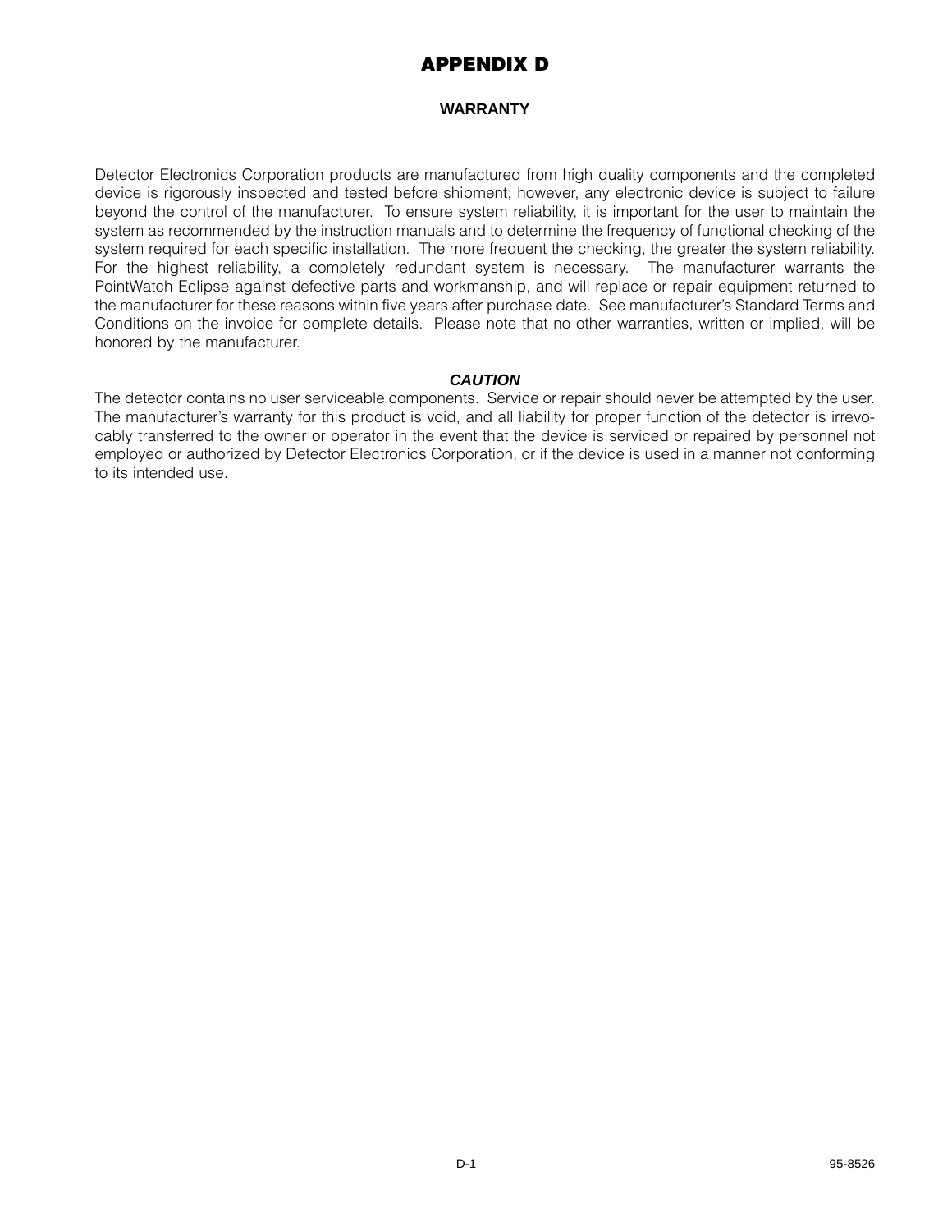# APPENDIX D

## WARRANTY

Detector Electronics Corporation products are manufactured from high quality components and the completed device is rigorously inspected and tested before shipment; however, any electronic device is subject to failure beyond the control of the manufacturer. To ensure system reliability, it is important for the user to maintain the system as recommended by the instruction manuals and to determine the frequency of functional checking of the system required for each specific installation. The more frequent the checking, the greater the system reliability. For the highest reliability, a completely redundant system is necessary. The manufacturer warrants the PointWatch Eclipse against defective parts and workmanship, and will replace or repair equipment returned to the manufacturer for these reasons within five years after purchase date. See manufacturer's Standard Terms and Conditions on the invoice for complete details. Please note that no other warranties, written or implied, will be honored by the manufacturer.

***CAUTION***

The detector contains no user serviceable components. Service or repair should never be attempted by the user. The manufacturer's warranty for this product is void, and all liability for proper function of the detector is irrevocably transferred to the owner or operator in the event that the device is serviced or repaired by personnel not employed or authorized by Detector Electronics Corporation, or if the device is used in a manner not conforming to its intended use.